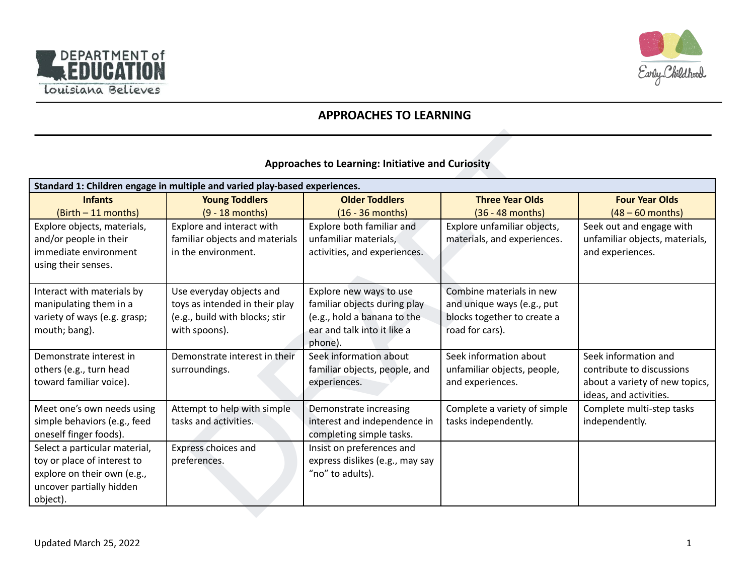# APPROACHES TO LEARNING

## Approaches to Learning: Initiative and Curiosity

| Standard 1: Children engage in multiple and varied play-based experiences. | | | | |
|---|---|---|---|---|
| **Infants** (Birth – 11 months) | **Young Toddlers** (9 - 18 months) | **Older Toddlers** (16 - 36 months) | **Three Year Olds** (36 - 48 months) | **Four Year Olds** (48 – 60 months) |
| Explore objects, materials, and/or people in their immediate environment using their senses. | Explore and interact with familiar objects and materials in the environment. | Explore both familiar and unfamiliar materials, activities, and experiences. | Explore unfamiliar objects, materials, and experiences. | Seek out and engage with unfamiliar objects, materials, and experiences. |
| Interact with materials by manipulating them in a variety of ways (e.g. grasp; mouth; bang). | Use everyday objects and toys as intended in their play (e.g., build with blocks; stir with spoons). | Explore new ways to use familiar objects during play (e.g., hold a banana to the ear and talk into it like a phone). | Combine materials in new and unique ways (e.g., put blocks together to create a road for cars). | |
| Demonstrate interest in others (e.g., turn head toward familiar voice). | Demonstrate interest in their surroundings. | Seek information about familiar objects, people, and experiences. | Seek information about unfamiliar objects, people, and experiences. | Seek information and contribute to discussions about a variety of new topics, ideas, and activities. |
| Meet one's own needs using simple behaviors (e.g., feed oneself finger foods). | Attempt to help with simple tasks and activities. | Demonstrate increasing interest and independence in completing simple tasks. | Complete a variety of simple tasks independently. | Complete multi-step tasks independently. |
| Select a particular material, toy or place of interest to explore on their own (e.g., uncover partially hidden object). | Express choices and preferences. | Insist on preferences and express dislikes (e.g., may say "no" to adults). | | |

Updated March 25, 2022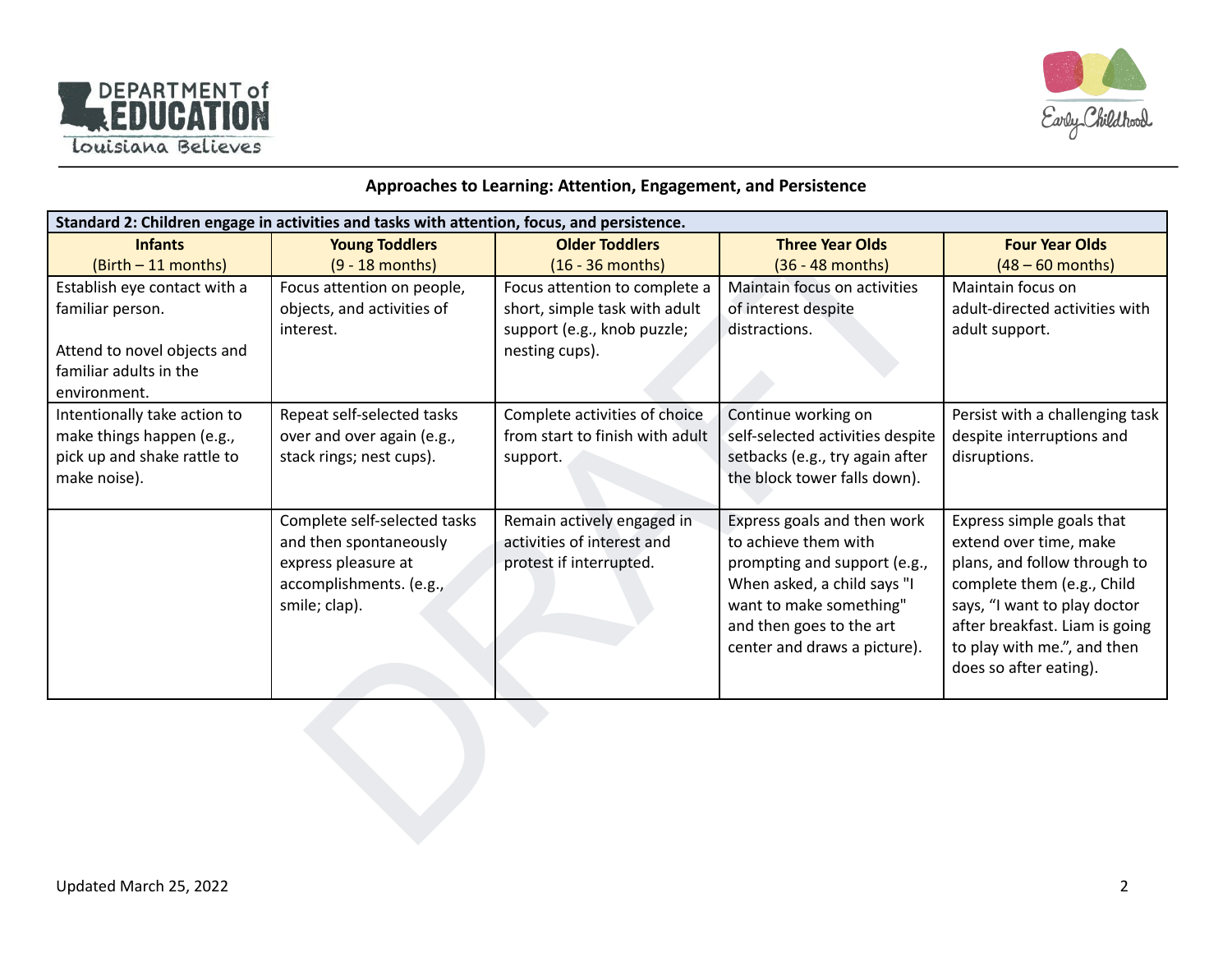## Approaches to Learning: Attention, Engagement, and Persistence

| **Standard 2: Children engage in activities and tasks with attention, focus, and persistence.** | | | | |
|---|---|---|---|---|
| **Infants** (Birth – 11 months) | **Young Toddlers** (9 - 18 months) | **Older Toddlers** (16 - 36 months) | **Three Year Olds** (36 - 48 months) | **Four Year Olds** (48 – 60 months) |
| Establish eye contact with a familiar person.<br><br>Attend to novel objects and familiar adults in the environment. | Focus attention on people, objects, and activities of interest. | Focus attention to complete a short, simple task with adult support (e.g., knob puzzle; nesting cups). | Maintain focus on activities of interest despite distractions. | Maintain focus on adult-directed activities with adult support. |
| Intentionally take action to make things happen (e.g., pick up and shake rattle to make noise). | Repeat self-selected tasks over and over again (e.g., stack rings; nest cups). | Complete activities of choice from start to finish with adult support. | Continue working on self-selected activities despite setbacks (e.g., try again after the block tower falls down). | Persist with a challenging task despite interruptions and disruptions. |
| | Complete self-selected tasks and then spontaneously express pleasure at accomplishments. (e.g., smile; clap). | Remain actively engaged in activities of interest and protest if interrupted. | Express goals and then work to achieve them with prompting and support (e.g., When asked, a child says "I want to make something" and then goes to the art center and draws a picture). | Express simple goals that extend over time, make plans, and follow through to complete them (e.g., Child says, "I want to play doctor after breakfast. Liam is going to play with me.", and then does so after eating). |

Updated March 25, 2022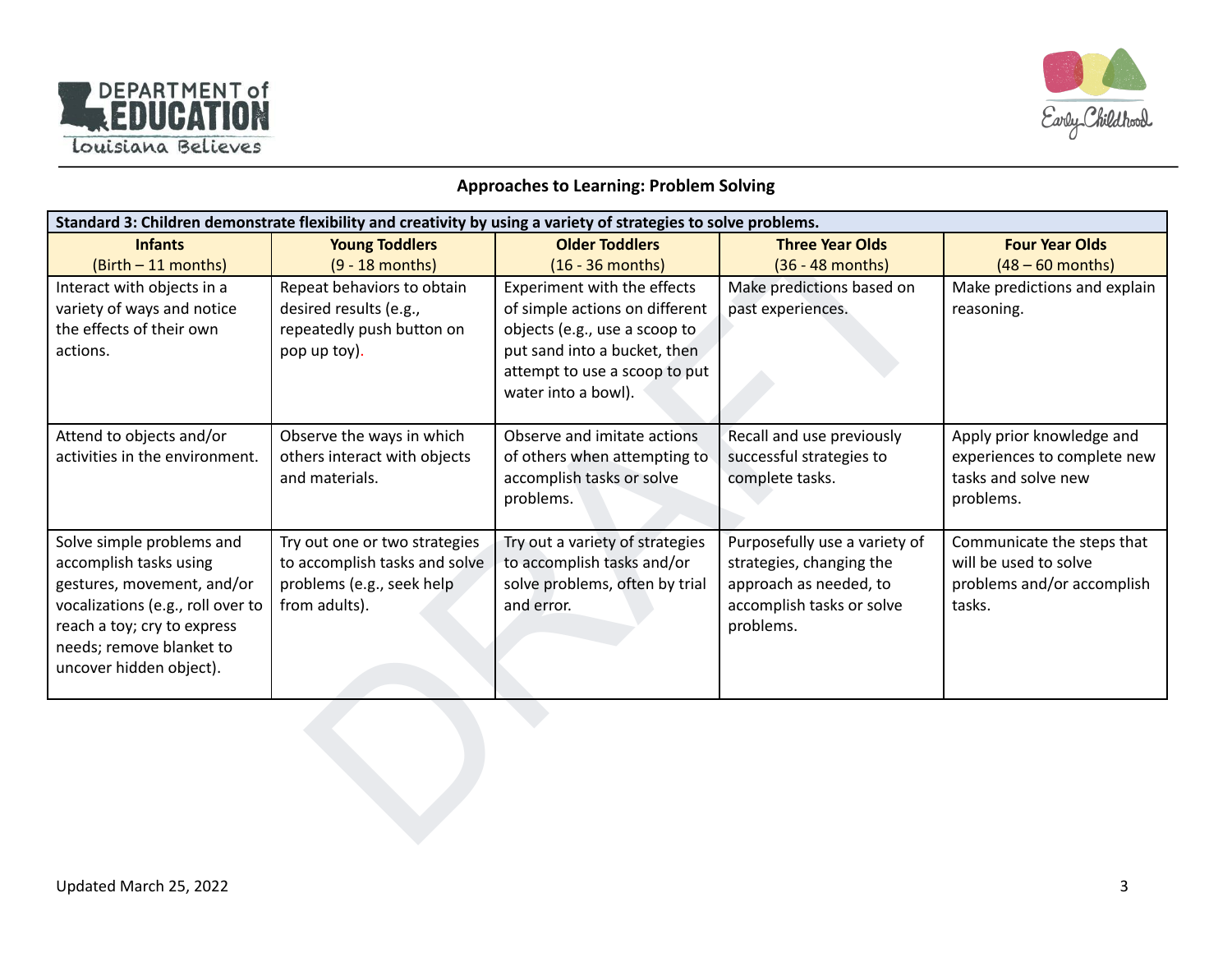## Approaches to Learning: Problem Solving

| Standard 3: Children demonstrate flexibility and creativity by using a variety of strategies to solve problems. | | | | |
|---|---|---|---|---|
| **Infants** (Birth – 11 months) | **Young Toddlers** (9 - 18 months) | **Older Toddlers** (16 - 36 months) | **Three Year Olds** (36 - 48 months) | **Four Year Olds** (48 – 60 months) |
| Interact with objects in a variety of ways and notice the effects of their own actions. | Repeat behaviors to obtain desired results (e.g., repeatedly push button on pop up toy). | Experiment with the effects of simple actions on different objects (e.g., use a scoop to put sand into a bucket, then attempt to use a scoop to put water into a bowl). | Make predictions based on past experiences. | Make predictions and explain reasoning. |
| Attend to objects and/or activities in the environment. | Observe the ways in which others interact with objects and materials. | Observe and imitate actions of others when attempting to accomplish tasks or solve problems. | Recall and use previously successful strategies to complete tasks. | Apply prior knowledge and experiences to complete new tasks and solve new problems. |
| Solve simple problems and accomplish tasks using gestures, movement, and/or vocalizations (e.g., roll over to reach a toy; cry to express needs; remove blanket to uncover hidden object). | Try out one or two strategies to accomplish tasks and solve problems (e.g., seek help from adults). | Try out a variety of strategies to accomplish tasks and/or solve problems, often by trial and error. | Purposefully use a variety of strategies, changing the approach as needed, to accomplish tasks or solve problems. | Communicate the steps that will be used to solve problems and/or accomplish tasks. |

Updated March 25, 2022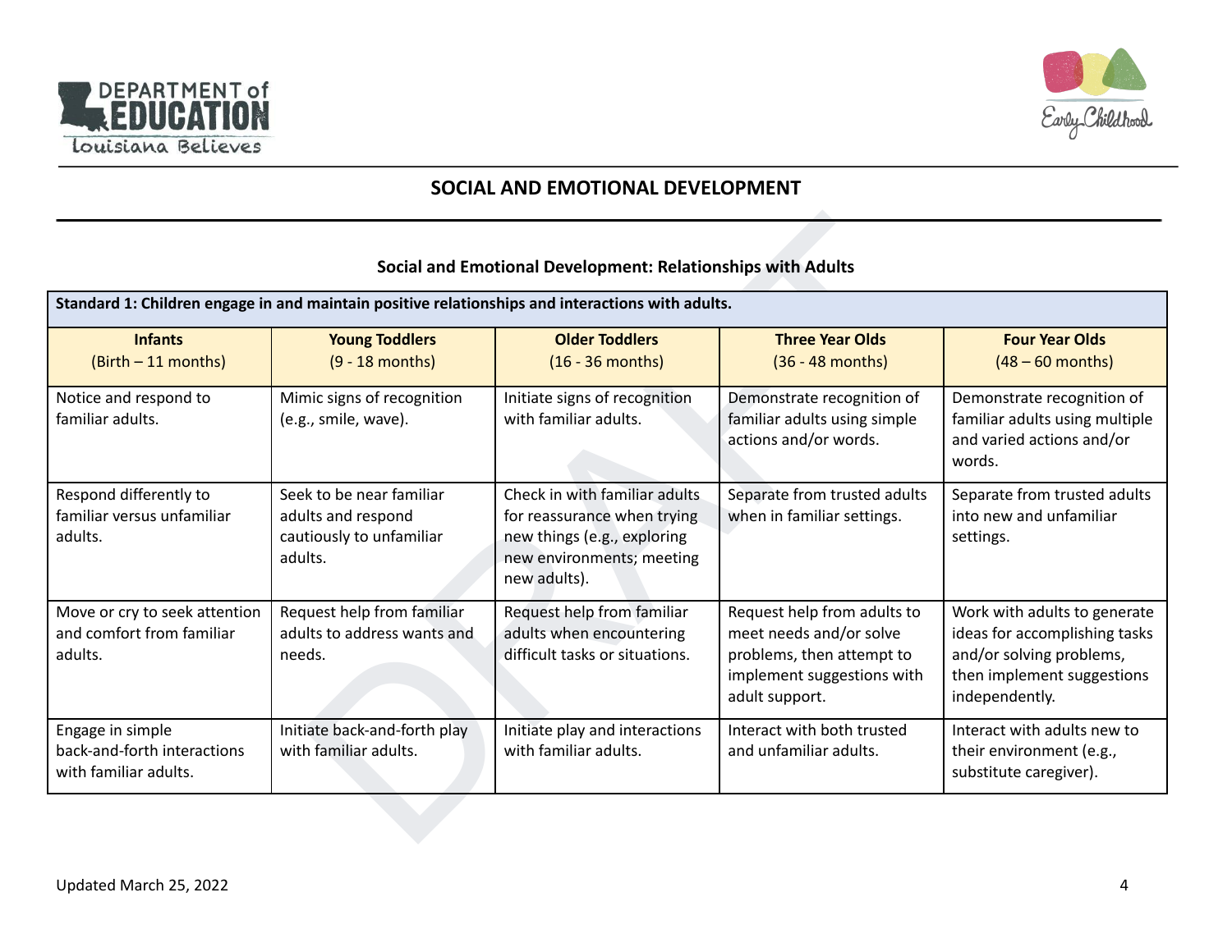# SOCIAL AND EMOTIONAL DEVELOPMENT

## Social and Emotional Development: Relationships with Adults

**Standard 1: Children engage in and maintain positive relationships and interactions with adults.**

| Infants (Birth – 11 months) | Young Toddlers (9 - 18 months) | Older Toddlers (16 - 36 months) | Three Year Olds (36 - 48 months) | Four Year Olds (48 – 60 months) |
|---|---|---|---|---|
| Notice and respond to familiar adults. | Mimic signs of recognition (e.g., smile, wave). | Initiate signs of recognition with familiar adults. | Demonstrate recognition of familiar adults using simple actions and/or words. | Demonstrate recognition of familiar adults using multiple and varied actions and/or words. |
| Respond differently to familiar versus unfamiliar adults. | Seek to be near familiar adults and respond cautiously to unfamiliar adults. | Check in with familiar adults for reassurance when trying new things (e.g., exploring new environments; meeting new adults). | Separate from trusted adults when in familiar settings. | Separate from trusted adults into new and unfamiliar settings. |
| Move or cry to seek attention and comfort from familiar adults. | Request help from familiar adults to address wants and needs. | Request help from familiar adults when encountering difficult tasks or situations. | Request help from adults to meet needs and/or solve problems, then attempt to implement suggestions with adult support. | Work with adults to generate ideas for accomplishing tasks and/or solving problems, then implement suggestions independently. |
| Engage in simple back-and-forth interactions with familiar adults. | Initiate back-and-forth play with familiar adults. | Initiate play and interactions with familiar adults. | Interact with both trusted and unfamiliar adults. | Interact with adults new to their environment (e.g., substitute caregiver). |

Updated March 25, 2022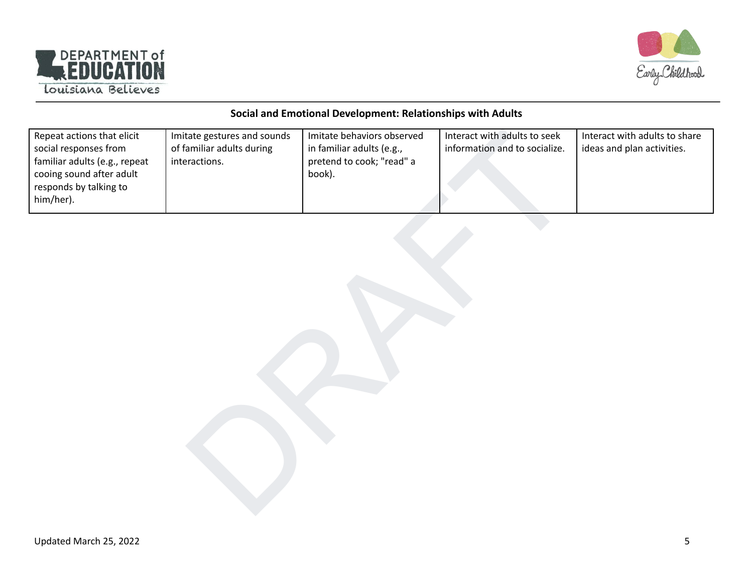## Social and Emotional Development: Relationships with Adults

| | | | | |
|---|---|---|---|---|
| Repeat actions that elicit social responses from familiar adults (e.g., repeat cooing sound after adult responds by talking to him/her). | Imitate gestures and sounds of familiar adults during interactions. | Imitate behaviors observed in familiar adults (e.g., pretend to cook; "read" a book). | Interact with adults to seek information and to socialize. | Interact with adults to share ideas and plan activities. |

Updated March 25, 2022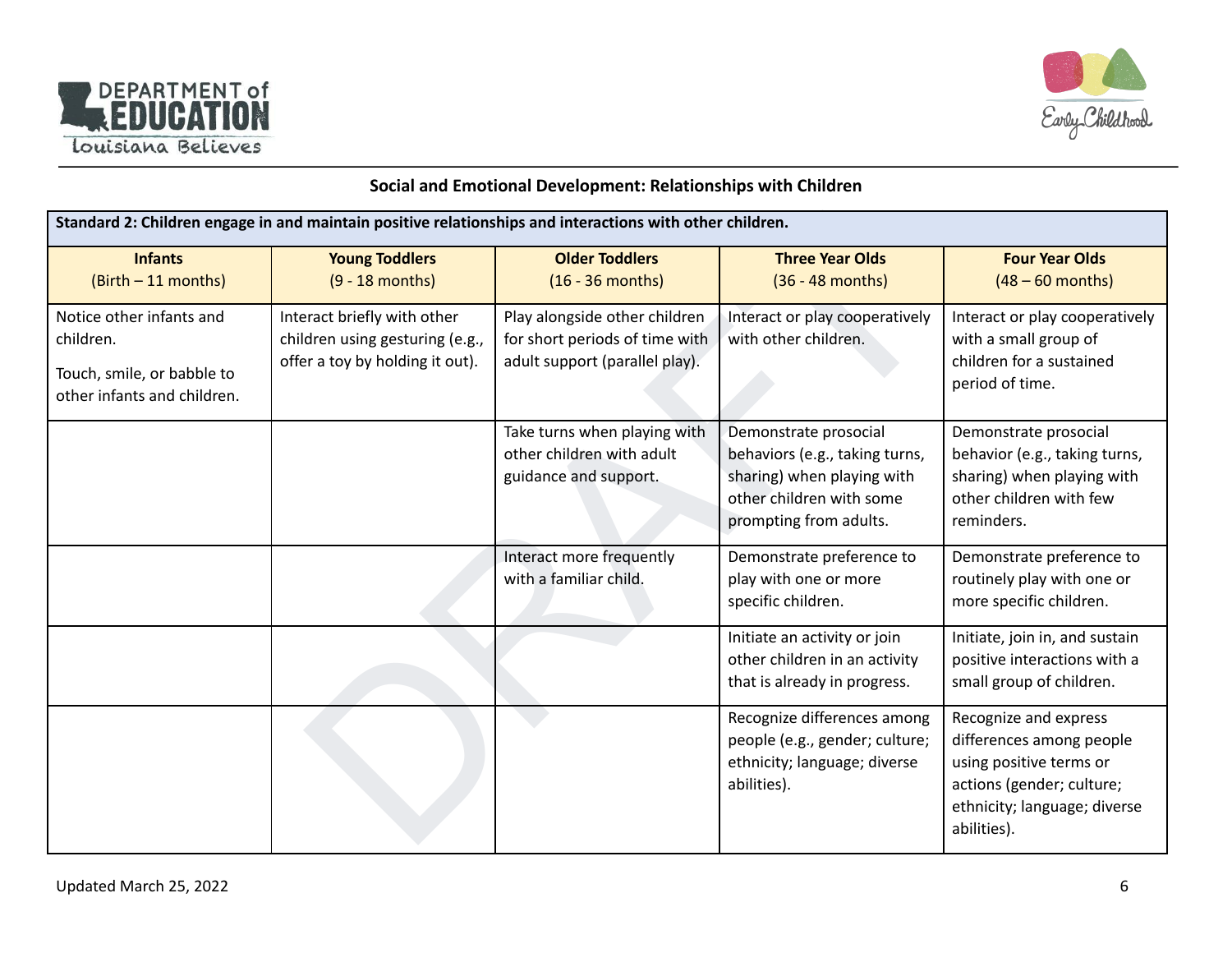## Social and Emotional Development: Relationships with Children

| Standard 2: Children engage in and maintain positive relationships and interactions with other children. | | | | |
|---|---|---|---|---|
| **Infants** (Birth – 11 months) | **Young Toddlers** (9 - 18 months) | **Older Toddlers** (16 - 36 months) | **Three Year Olds** (36 - 48 months) | **Four Year Olds** (48 – 60 months) |
| Notice other infants and children. Touch, smile, or babble to other infants and children. | Interact briefly with other children using gesturing (e.g., offer a toy by holding it out). | Play alongside other children for short periods of time with adult support (parallel play). | Interact or play cooperatively with other children. | Interact or play cooperatively with a small group of children for a sustained period of time. |
| | | Take turns when playing with other children with adult guidance and support. | Demonstrate prosocial behaviors (e.g., taking turns, sharing) when playing with other children with some prompting from adults. | Demonstrate prosocial behavior (e.g., taking turns, sharing) when playing with other children with few reminders. |
| | | Interact more frequently with a familiar child. | Demonstrate preference to play with one or more specific children. | Demonstrate preference to routinely play with one or more specific children. |
| | | | Initiate an activity or join other children in an activity that is already in progress. | Initiate, join in, and sustain positive interactions with a small group of children. |
| | | | Recognize differences among people (e.g., gender; culture; ethnicity; language; diverse abilities). | Recognize and express differences among people using positive terms or actions (gender; culture; ethnicity; language; diverse abilities). |

Updated March 25, 2022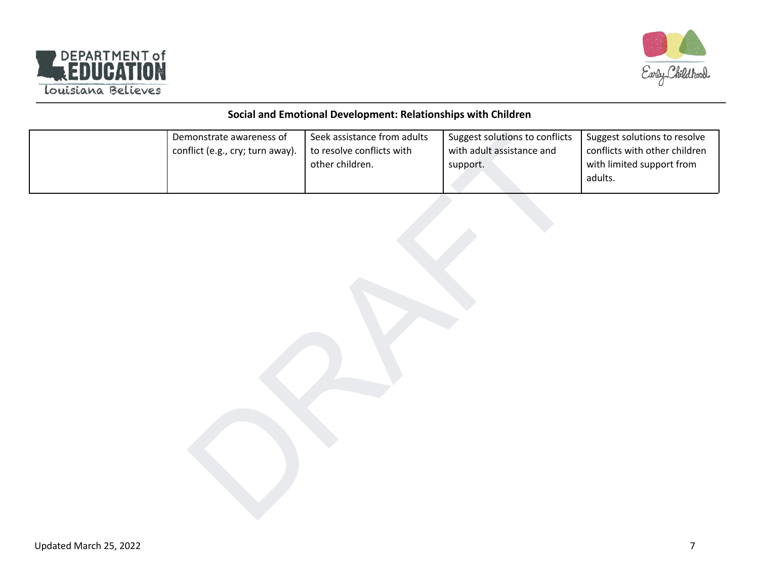**Social and Emotional Development: Relationships with Children**

| | | | | |
|---|---|---|---|---|
| | Demonstrate awareness of conflict (e.g., cry; turn away). | Seek assistance from adults to resolve conflicts with other children. | Suggest solutions to conflicts with adult assistance and support. | Suggest solutions to resolve conflicts with other children with limited support from adults. |

Updated March 25, 2022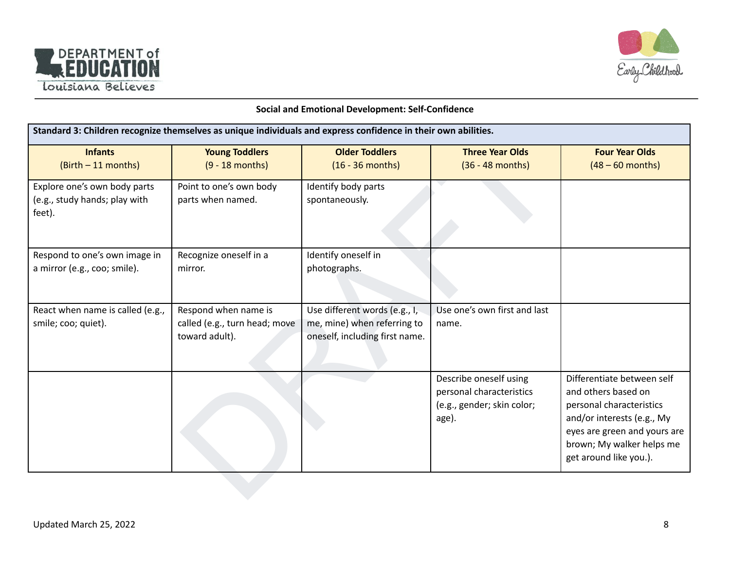## Social and Emotional Development: Self-Confidence

| Standard 3: Children recognize themselves as unique individuals and express confidence in their own abilities. | | | | |
|---|---|---|---|---|
| **Infants** (Birth – 11 months) | **Young Toddlers** (9 - 18 months) | **Older Toddlers** (16 - 36 months) | **Three Year Olds** (36 - 48 months) | **Four Year Olds** (48 – 60 months) |
| Explore one's own body parts (e.g., study hands; play with feet). | Point to one's own body parts when named. | Identify body parts spontaneously. | | |
| Respond to one's own image in a mirror (e.g., coo; smile). | Recognize oneself in a mirror. | Identify oneself in photographs. | | |
| React when name is called (e.g., smile; coo; quiet). | Respond when name is called (e.g., turn head; move toward adult). | Use different words (e.g., I, me, mine) when referring to oneself, including first name. | Use one's own first and last name. | |
| | | | Describe oneself using personal characteristics (e.g., gender; skin color; age). | Differentiate between self and others based on personal characteristics and/or interests (e.g., My eyes are green and yours are brown; My walker helps me get around like you.). |

Updated March 25, 2022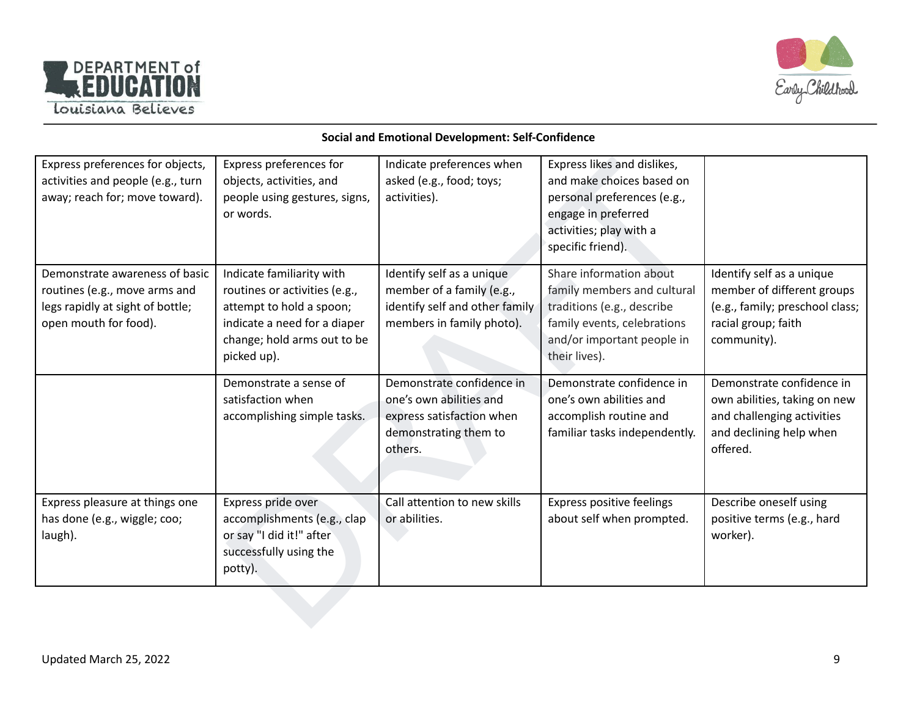**Social and Emotional Development: Self-Confidence**

| | | | | |
|---|---|---|---|---|
| Express preferences for objects, activities and people (e.g., turn away; reach for; move toward). | Express preferences for objects, activities, and people using gestures, signs, or words. | Indicate preferences when asked (e.g., food; toys; activities). | Express likes and dislikes, and make choices based on personal preferences (e.g., engage in preferred activities; play with a specific friend). | |
| Demonstrate awareness of basic routines (e.g., move arms and legs rapidly at sight of bottle; open mouth for food). | Indicate familiarity with routines or activities (e.g., attempt to hold a spoon; indicate a need for a diaper change; hold arms out to be picked up). | Identify self as a unique member of a family (e.g., identify self and other family members in family photo). | Share information about family members and cultural traditions (e.g., describe family events, celebrations and/or important people in their lives). | Identify self as a unique member of different groups (e.g., family; preschool class; racial group; faith community). |
| | Demonstrate a sense of satisfaction when accomplishing simple tasks. | Demonstrate confidence in one's own abilities and express satisfaction when demonstrating them to others. | Demonstrate confidence in one's own abilities and accomplish routine and familiar tasks independently. | Demonstrate confidence in own abilities, taking on new and challenging activities and declining help when offered. |
| Express pleasure at things one has done (e.g., wiggle; coo; laugh). | Express pride over accomplishments (e.g., clap or say "I did it!" after successfully using the potty). | Call attention to new skills or abilities. | Express positive feelings about self when prompted. | Describe oneself using positive terms (e.g., hard worker). |

Updated March 25, 2022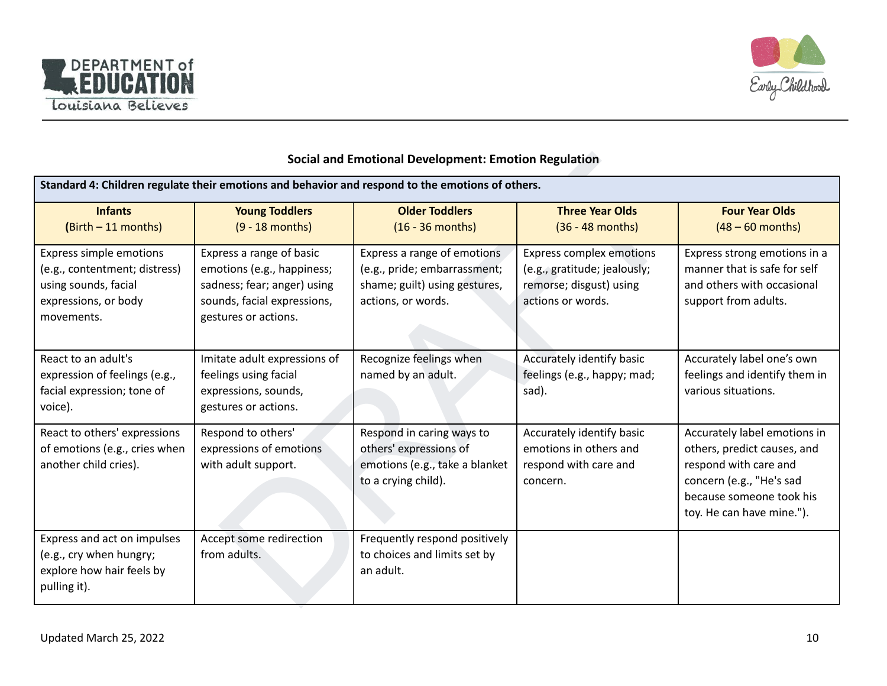## Social and Emotional Development: Emotion Regulation

| **Standard 4: Children regulate their emotions and behavior and respond to the emotions of others.** | | | | |
|---|---|---|---|---|
| **Infants** (Birth – 11 months) | **Young Toddlers** (9 - 18 months) | **Older Toddlers** (16 - 36 months) | **Three Year Olds** (36 - 48 months) | **Four Year Olds** (48 – 60 months) |
| Express simple emotions (e.g., contentment; distress) using sounds, facial expressions, or body movements. | Express a range of basic emotions (e.g., happiness; sadness; fear; anger) using sounds, facial expressions, gestures or actions. | Express a range of emotions (e.g., pride; embarrassment; shame; guilt) using gestures, actions, or words. | Express complex emotions (e.g., gratitude; jealously; remorse; disgust) using actions or words. | Express strong emotions in a manner that is safe for self and others with occasional support from adults. |
| React to an adult's expression of feelings (e.g., facial expression; tone of voice). | Imitate adult expressions of feelings using facial expressions, sounds, gestures or actions. | Recognize feelings when named by an adult. | Accurately identify basic feelings (e.g., happy; mad; sad). | Accurately label one's own feelings and identify them in various situations. |
| React to others' expressions of emotions (e.g., cries when another child cries). | Respond to others' expressions of emotions with adult support. | Respond in caring ways to others' expressions of emotions (e.g., take a blanket to a crying child). | Accurately identify basic emotions in others and respond with care and concern. | Accurately label emotions in others, predict causes, and respond with care and concern (e.g., "He's sad because someone took his toy. He can have mine."). |
| Express and act on impulses (e.g., cry when hungry; explore how hair feels by pulling it). | Accept some redirection from adults. | Frequently respond positively to choices and limits set by an adult. | | |

Updated March 25, 2022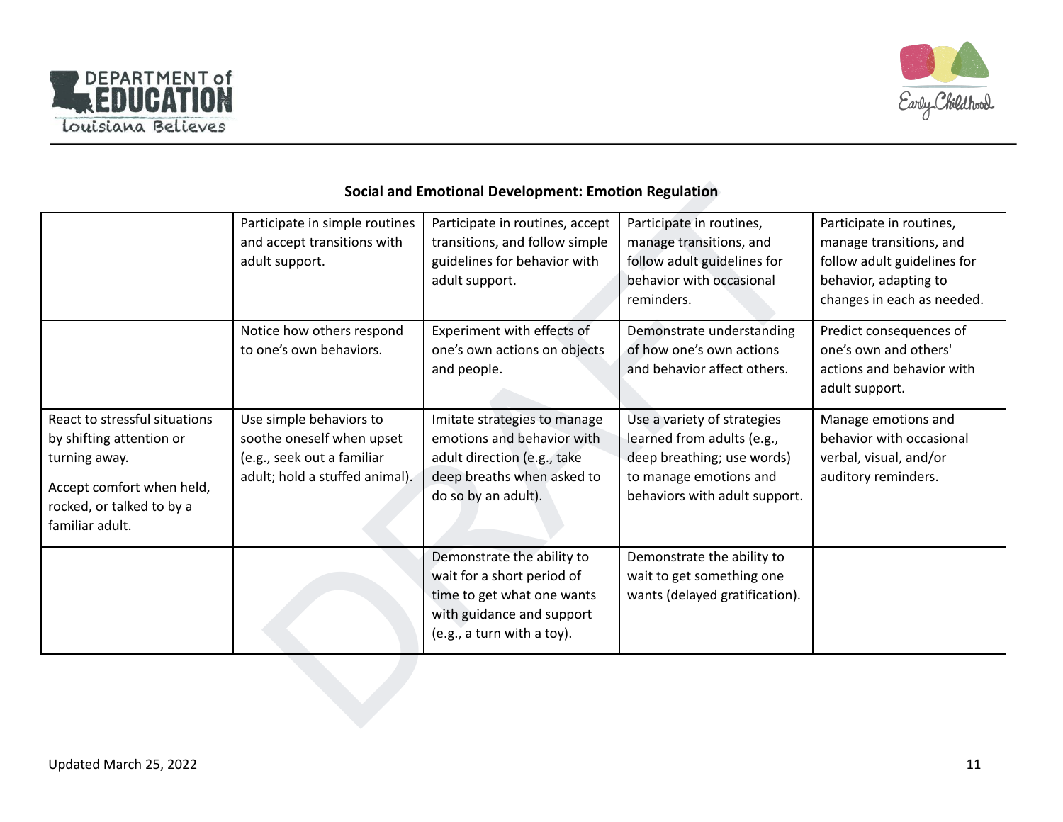## Social and Emotional Development: Emotion Regulation

| | | | | |
|---|---|---|---|---|
| | Participate in simple routines and accept transitions with adult support. | Participate in routines, accept transitions, and follow simple guidelines for behavior with adult support. | Participate in routines, manage transitions, and follow adult guidelines for behavior with occasional reminders. | Participate in routines, manage transitions, and follow adult guidelines for behavior, adapting to changes in each as needed. |
| | Notice how others respond to one's own behaviors. | Experiment with effects of one's own actions on objects and people. | Demonstrate understanding of how one's own actions and behavior affect others. | Predict consequences of one's own and others' actions and behavior with adult support. |
| React to stressful situations by shifting attention or turning away.<br><br>Accept comfort when held, rocked, or talked to by a familiar adult. | Use simple behaviors to soothe oneself when upset (e.g., seek out a familiar adult; hold a stuffed animal). | Imitate strategies to manage emotions and behavior with adult direction (e.g., take deep breaths when asked to do so by an adult). | Use a variety of strategies learned from adults (e.g., deep breathing; use words) to manage emotions and behaviors with adult support. | Manage emotions and behavior with occasional verbal, visual, and/or auditory reminders. |
| | | Demonstrate the ability to wait for a short period of time to get what one wants with guidance and support (e.g., a turn with a toy). | Demonstrate the ability to wait to get something one wants (delayed gratification). | |

Updated March 25, 2022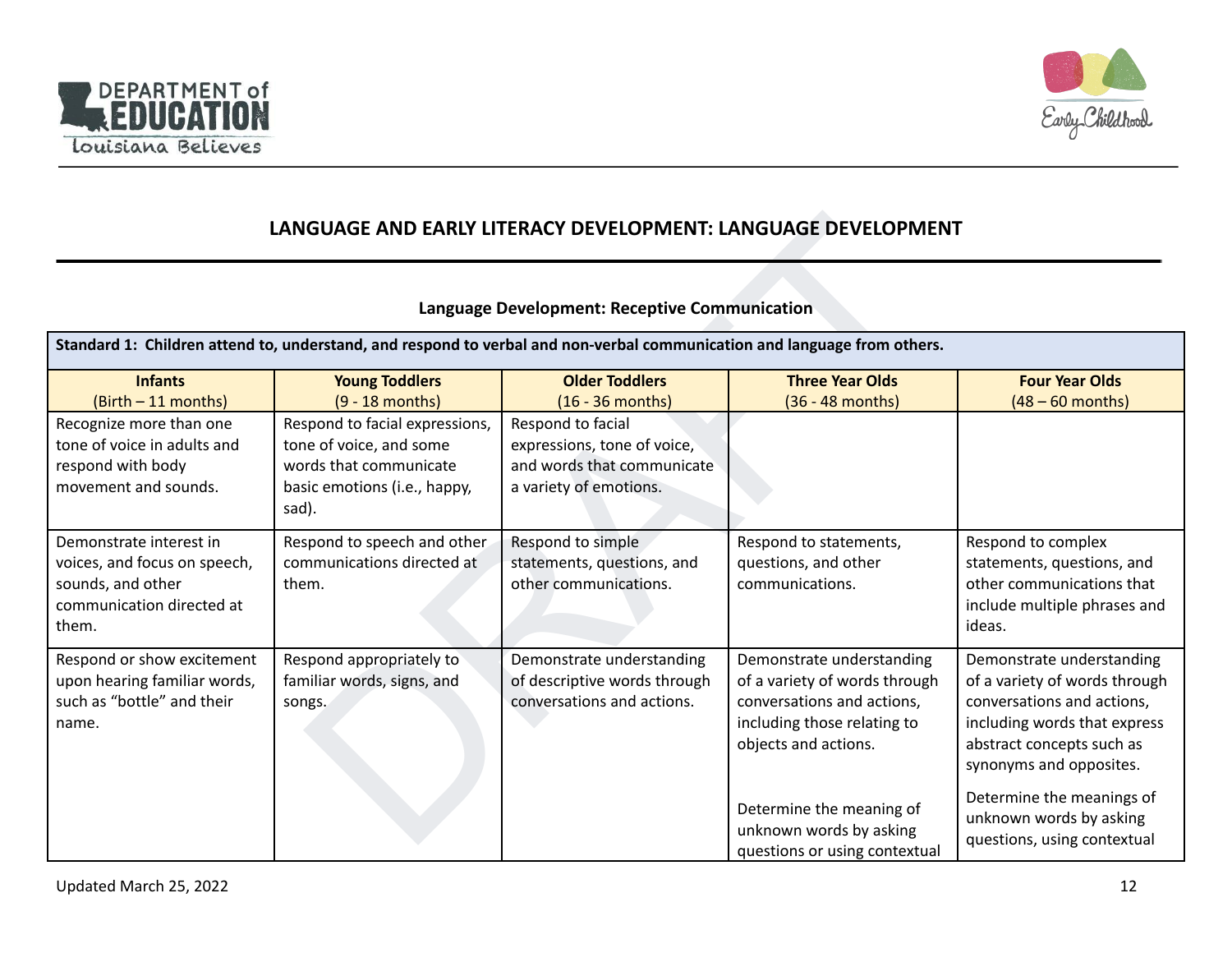## LANGUAGE AND EARLY LITERACY DEVELOPMENT: LANGUAGE DEVELOPMENT

### Language Development: Receptive Communication

| Standard 1: Children attend to, understand, and respond to verbal and non-verbal communication and language from others. | | | | |
|---|---|---|---|---|
| **Infants** (Birth – 11 months) | **Young Toddlers** (9 - 18 months) | **Older Toddlers** (16 - 36 months) | **Three Year Olds** (36 - 48 months) | **Four Year Olds** (48 – 60 months) |
| Recognize more than one tone of voice in adults and respond with body movement and sounds. | Respond to facial expressions, tone of voice, and some words that communicate basic emotions (i.e., happy, sad). | Respond to facial expressions, tone of voice, and words that communicate a variety of emotions. | | |
| Demonstrate interest in voices, and focus on speech, sounds, and other communication directed at them. | Respond to speech and other communications directed at them. | Respond to simple statements, questions, and other communications. | Respond to statements, questions, and other communications. | Respond to complex statements, questions, and other communications that include multiple phrases and ideas. |
| Respond or show excitement upon hearing familiar words, such as "bottle" and their name. | Respond appropriately to familiar words, signs, and songs. | Demonstrate understanding of descriptive words through conversations and actions. | Demonstrate understanding of a variety of words through conversations and actions, including those relating to objects and actions.<br><br>Determine the meaning of unknown words by asking questions or using contextual | Demonstrate understanding of a variety of words through conversations and actions, including words that express abstract concepts such as synonyms and opposites.<br><br>Determine the meanings of unknown words by asking questions, using contextual |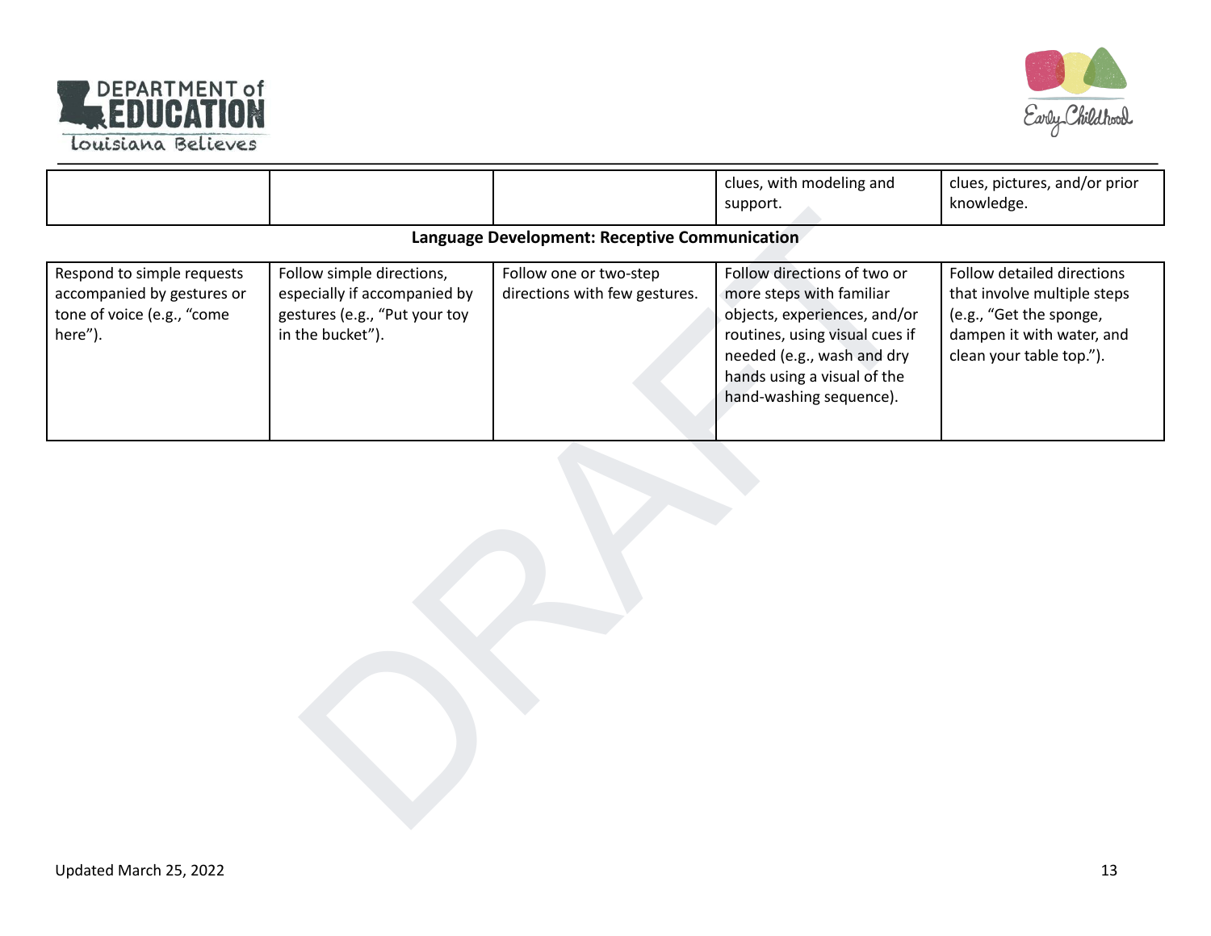| | | | clues, with modeling and support. | clues, pictures, and/or prior knowledge. |
|---|---|---|---|---|

**Language Development: Receptive Communication**

| | | | | |
|---|---|---|---|---|
| Respond to simple requests accompanied by gestures or tone of voice (e.g., "come here"). | Follow simple directions, especially if accompanied by gestures (e.g., "Put your toy in the bucket"). | Follow one or two-step directions with few gestures. | Follow directions of two or more steps with familiar objects, experiences, and/or routines, using visual cues if needed (e.g., wash and dry hands using a visual of the hand-washing sequence). | Follow detailed directions that involve multiple steps (e.g., "Get the sponge, dampen it with water, and clean your table top."). |

Updated March 25, 2022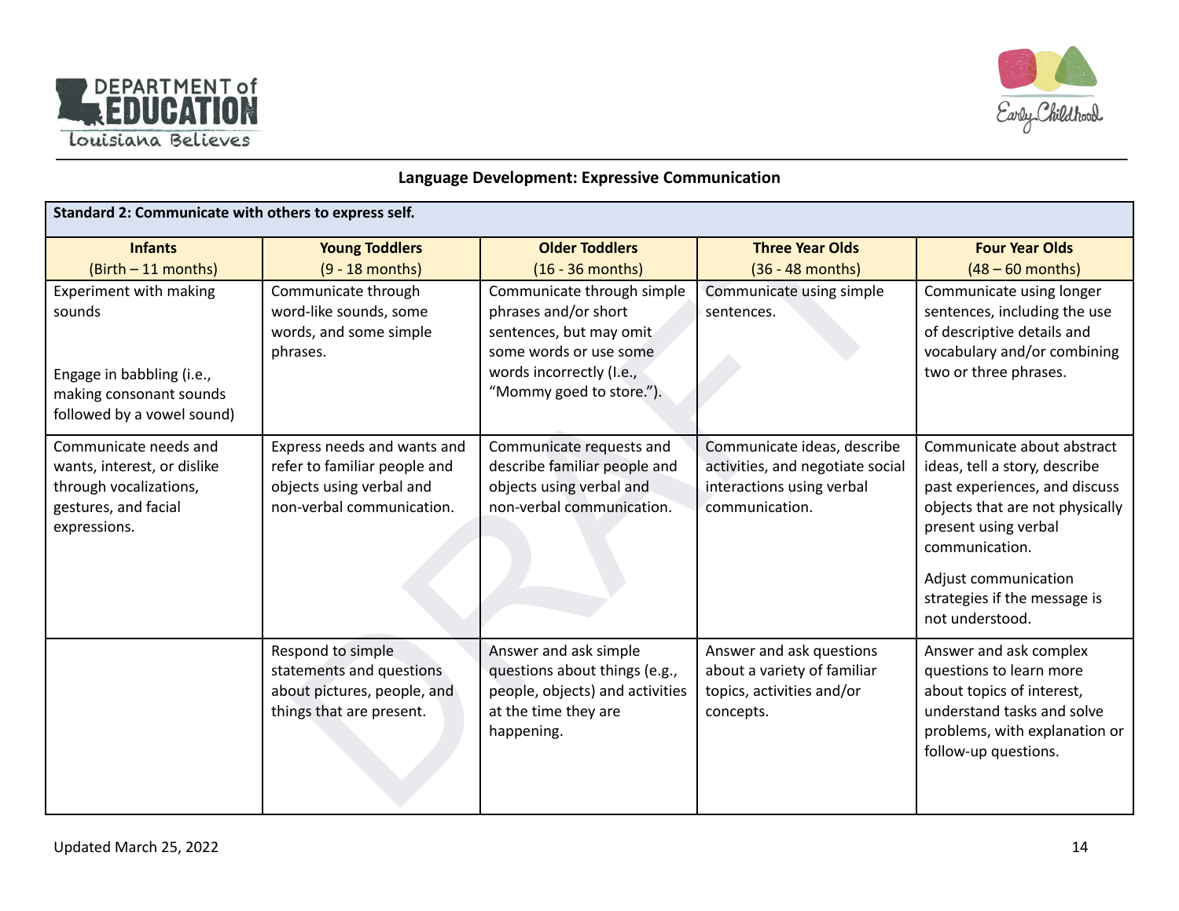## Language Development: Expressive Communication

| Standard 2: Communicate with others to express self. | | | | |
|---|---|---|---|---|
| **Infants** (Birth – 11 months) | **Young Toddlers** (9 - 18 months) | **Older Toddlers** (16 - 36 months) | **Three Year Olds** (36 - 48 months) | **Four Year Olds** (48 – 60 months) |
| Experiment with making sounds<br><br>Engage in babbling (i.e., making consonant sounds followed by a vowel sound) | Communicate through word-like sounds, some words, and some simple phrases. | Communicate through simple phrases and/or short sentences, but may omit some words or use some words incorrectly (I.e., "Mommy goed to store."). | Communicate using simple sentences. | Communicate using longer sentences, including the use of descriptive details and vocabulary and/or combining two or three phrases. |
| Communicate needs and wants, interest, or dislike through vocalizations, gestures, and facial expressions. | Express needs and wants and refer to familiar people and objects using verbal and non-verbal communication. | Communicate requests and describe familiar people and objects using verbal and non-verbal communication. | Communicate ideas, describe activities, and negotiate social interactions using verbal communication. | Communicate about abstract ideas, tell a story, describe past experiences, and discuss objects that are not physically present using verbal communication.<br><br>Adjust communication strategies if the message is not understood. |
| | Respond to simple statements and questions about pictures, people, and things that are present. | Answer and ask simple questions about things (e.g., people, objects) and activities at the time they are happening. | Answer and ask questions about a variety of familiar topics, activities and/or concepts. | Answer and ask complex questions to learn more about topics of interest, understand tasks and solve problems, with explanation or follow-up questions. |

Updated March 25, 2022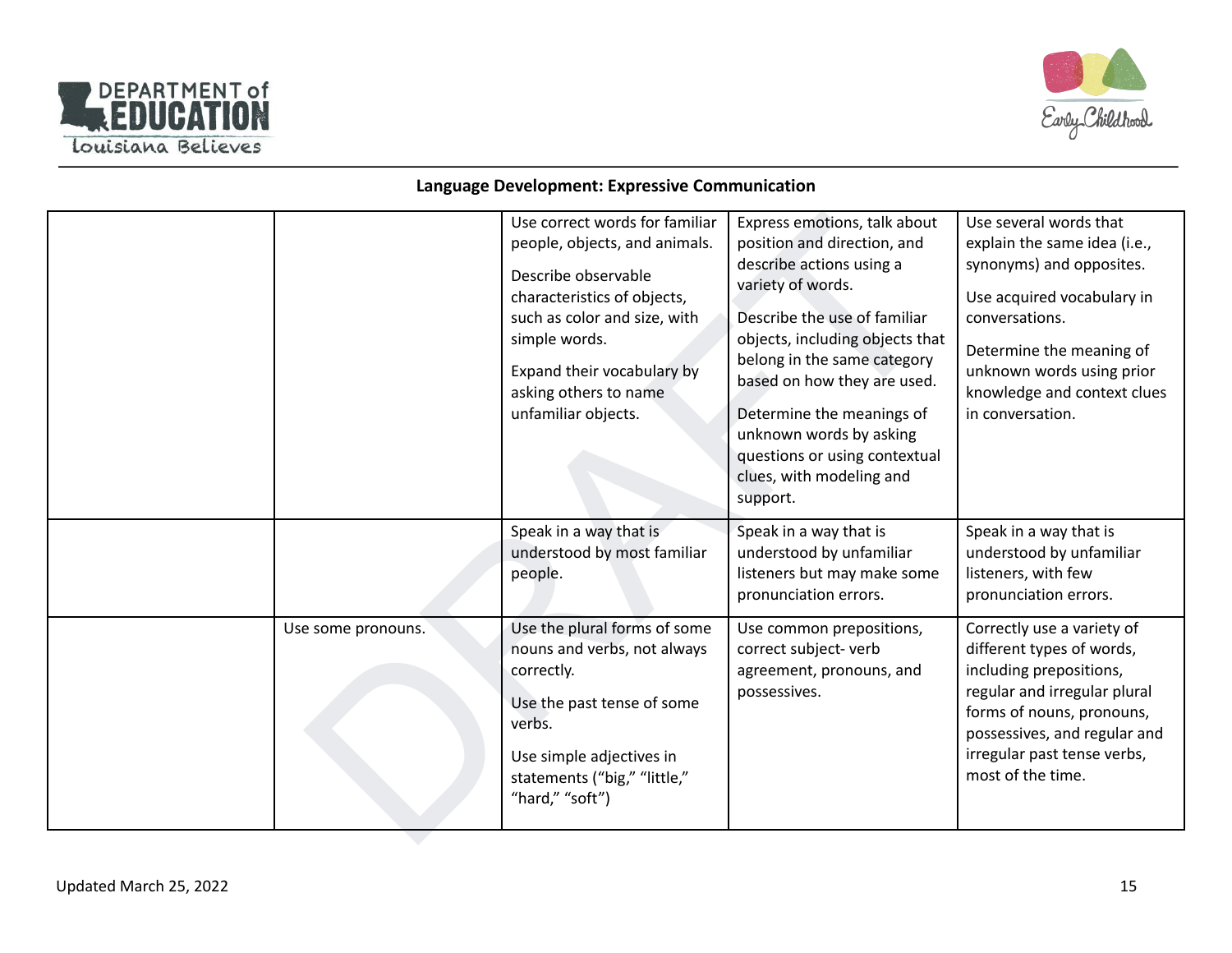**Language Development: Expressive Communication**

| | | | | |
|---|---|---|---|---|
| | | Use correct words for familiar people, objects, and animals.<br><br>Describe observable characteristics of objects, such as color and size, with simple words.<br><br>Expand their vocabulary by asking others to name unfamiliar objects. | Express emotions, talk about position and direction, and describe actions using a variety of words.<br><br>Describe the use of familiar objects, including objects that belong in the same category based on how they are used.<br><br>Determine the meanings of unknown words by asking questions or using contextual clues, with modeling and support. | Use several words that explain the same idea (i.e., synonyms) and opposites.<br><br>Use acquired vocabulary in conversations.<br><br>Determine the meaning of unknown words using prior knowledge and context clues in conversation. |
| | | Speak in a way that is understood by most familiar people. | Speak in a way that is understood by unfamiliar listeners but may make some pronunciation errors. | Speak in a way that is understood by unfamiliar listeners, with few pronunciation errors. |
| | Use some pronouns. | Use the plural forms of some nouns and verbs, not always correctly.<br><br>Use the past tense of some verbs.<br><br>Use simple adjectives in statements ("big," "little," "hard," "soft") | Use common prepositions, correct subject- verb agreement, pronouns, and possessives. | Correctly use a variety of different types of words, including prepositions, regular and irregular plural forms of nouns, pronouns, possessives, and regular and irregular past tense verbs, most of the time. |

Updated March 25, 2022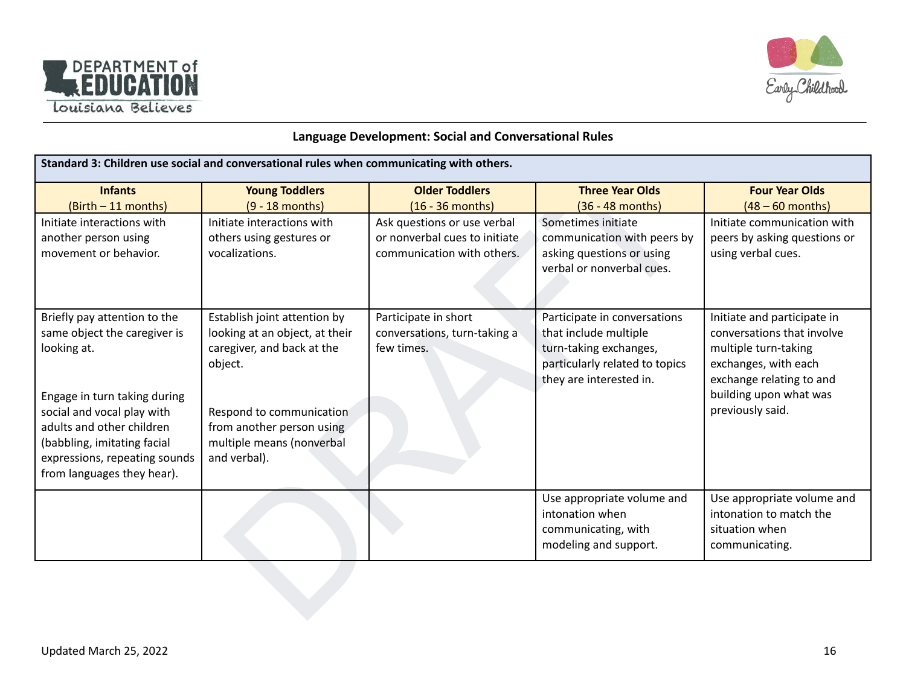## Language Development: Social and Conversational Rules

| Standard 3: Children use social and conversational rules when communicating with others. | | | | |
|---|---|---|---|---|
| **Infants** (Birth – 11 months) | **Young Toddlers** (9 - 18 months) | **Older Toddlers** (16 - 36 months) | **Three Year Olds** (36 - 48 months) | **Four Year Olds** (48 – 60 months) |
| Initiate interactions with another person using movement or behavior. | Initiate interactions with others using gestures or vocalizations. | Ask questions or use verbal or nonverbal cues to initiate communication with others. | Sometimes initiate communication with peers by asking questions or using verbal or nonverbal cues. | Initiate communication with peers by asking questions or using verbal cues. |
| Briefly pay attention to the same object the caregiver is looking at.<br><br>Engage in turn taking during social and vocal play with adults and other children (babbling, imitating facial expressions, repeating sounds from languages they hear). | Establish joint attention by looking at an object, at their caregiver, and back at the object.<br><br>Respond to communication from another person using multiple means (nonverbal and verbal). | Participate in short conversations, turn-taking a few times. | Participate in conversations that include multiple turn-taking exchanges, particularly related to topics they are interested in. | Initiate and participate in conversations that involve multiple turn-taking exchanges, with each exchange relating to and building upon what was previously said. |
| | | | Use appropriate volume and intonation when communicating, with modeling and support. | Use appropriate volume and intonation to match the situation when communicating. |

Updated March 25, 2022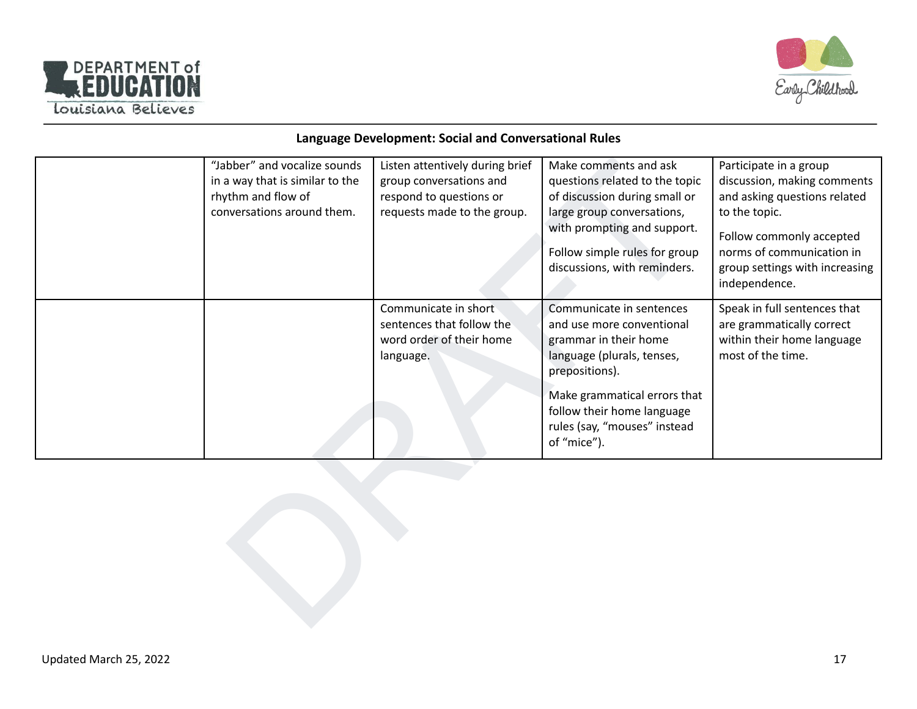## Language Development: Social and Conversational Rules

| | | | | |
|---|---|---|---|---|
| | "Jabber" and vocalize sounds in a way that is similar to the rhythm and flow of conversations around them. | Listen attentively during brief group conversations and respond to questions or requests made to the group. | Make comments and ask questions related to the topic of discussion during small or large group conversations, with prompting and support.<br><br>Follow simple rules for group discussions, with reminders. | Participate in a group discussion, making comments and asking questions related to the topic.<br><br>Follow commonly accepted norms of communication in group settings with increasing independence. |
| | | Communicate in short sentences that follow the word order of their home language. | Communicate in sentences and use more conventional grammar in their home language (plurals, tenses, prepositions).<br><br>Make grammatical errors that follow their home language rules (say, "mouses" instead of "mice"). | Speak in full sentences that are grammatically correct within their home language most of the time. |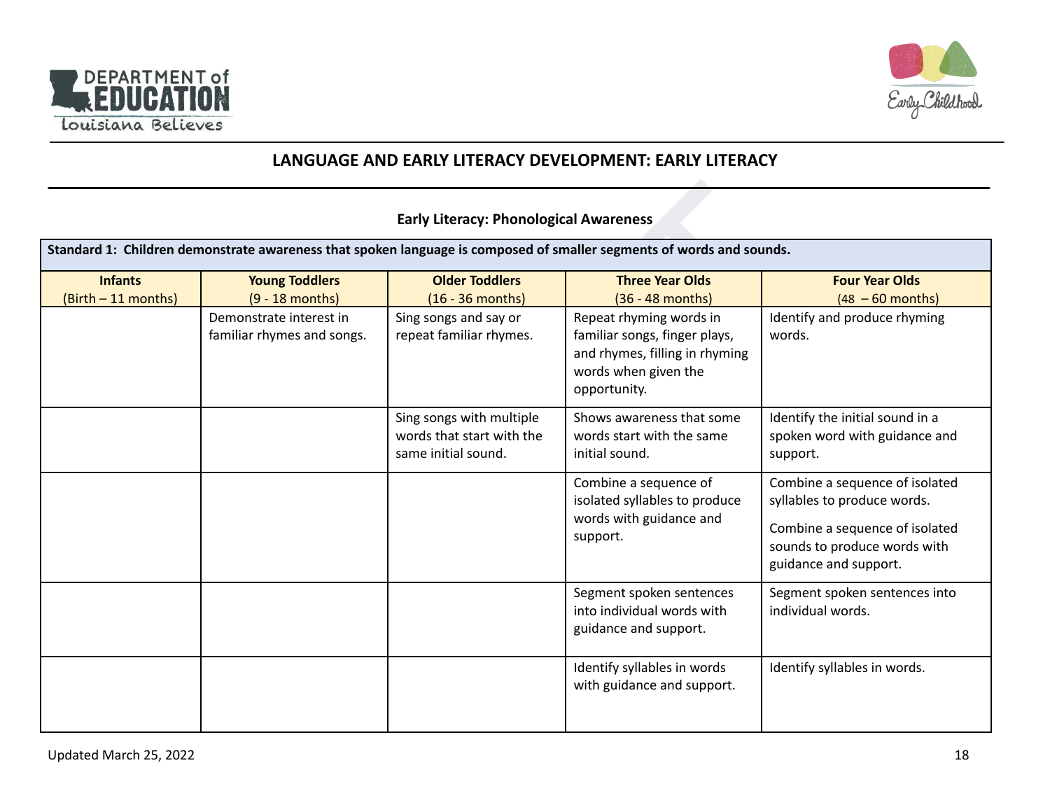## LANGUAGE AND EARLY LITERACY DEVELOPMENT: EARLY LITERACY

### Early Literacy: Phonological Awareness

**Standard 1: Children demonstrate awareness that spoken language is composed of smaller segments of words and sounds.**

| Infants (Birth – 11 months) | Young Toddlers (9 - 18 months) | Older Toddlers (16 - 36 months) | Three Year Olds (36 - 48 months) | Four Year Olds (48 – 60 months) |
|---|---|---|---|---|
| | Demonstrate interest in familiar rhymes and songs. | Sing songs and say or repeat familiar rhymes. | Repeat rhyming words in familiar songs, finger plays, and rhymes, filling in rhyming words when given the opportunity. | Identify and produce rhyming words. |
| | | Sing songs with multiple words that start with the same initial sound. | Shows awareness that some words start with the same initial sound. | Identify the initial sound in a spoken word with guidance and support. |
| | | | Combine a sequence of isolated syllables to produce words with guidance and support. | Combine a sequence of isolated syllables to produce words.<br><br>Combine a sequence of isolated sounds to produce words with guidance and support. |
| | | | Segment spoken sentences into individual words with guidance and support. | Segment spoken sentences into individual words. |
| | | | Identify syllables in words with guidance and support. | Identify syllables in words. |

Updated March 25, 2022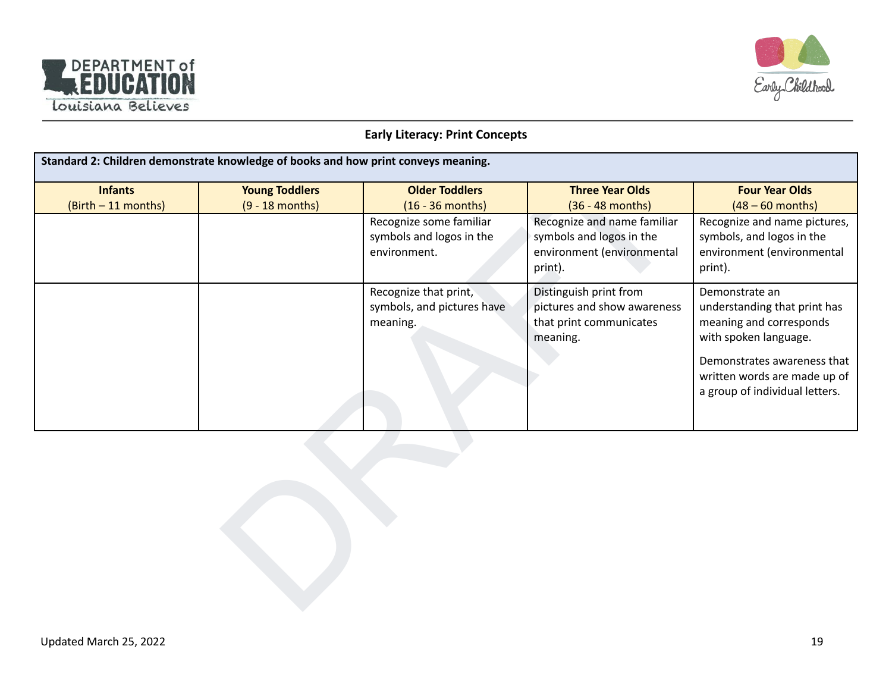## Early Literacy: Print Concepts

| Standard 2: Children demonstrate knowledge of books and how print conveys meaning. | | | | |
|---|---|---|---|---|
| **Infants** (Birth – 11 months) | **Young Toddlers** (9 - 18 months) | **Older Toddlers** (16 - 36 months) | **Three Year Olds** (36 - 48 months) | **Four Year Olds** (48 – 60 months) |
| | | Recognize some familiar symbols and logos in the environment. | Recognize and name familiar symbols and logos in the environment (environmental print). | Recognize and name pictures, symbols, and logos in the environment (environmental print). |
| | | Recognize that print, symbols, and pictures have meaning. | Distinguish print from pictures and show awareness that print communicates meaning. | Demonstrate an understanding that print has meaning and corresponds with spoken language.<br><br>Demonstrates awareness that written words are made up of a group of individual letters. |

Updated March 25, 2022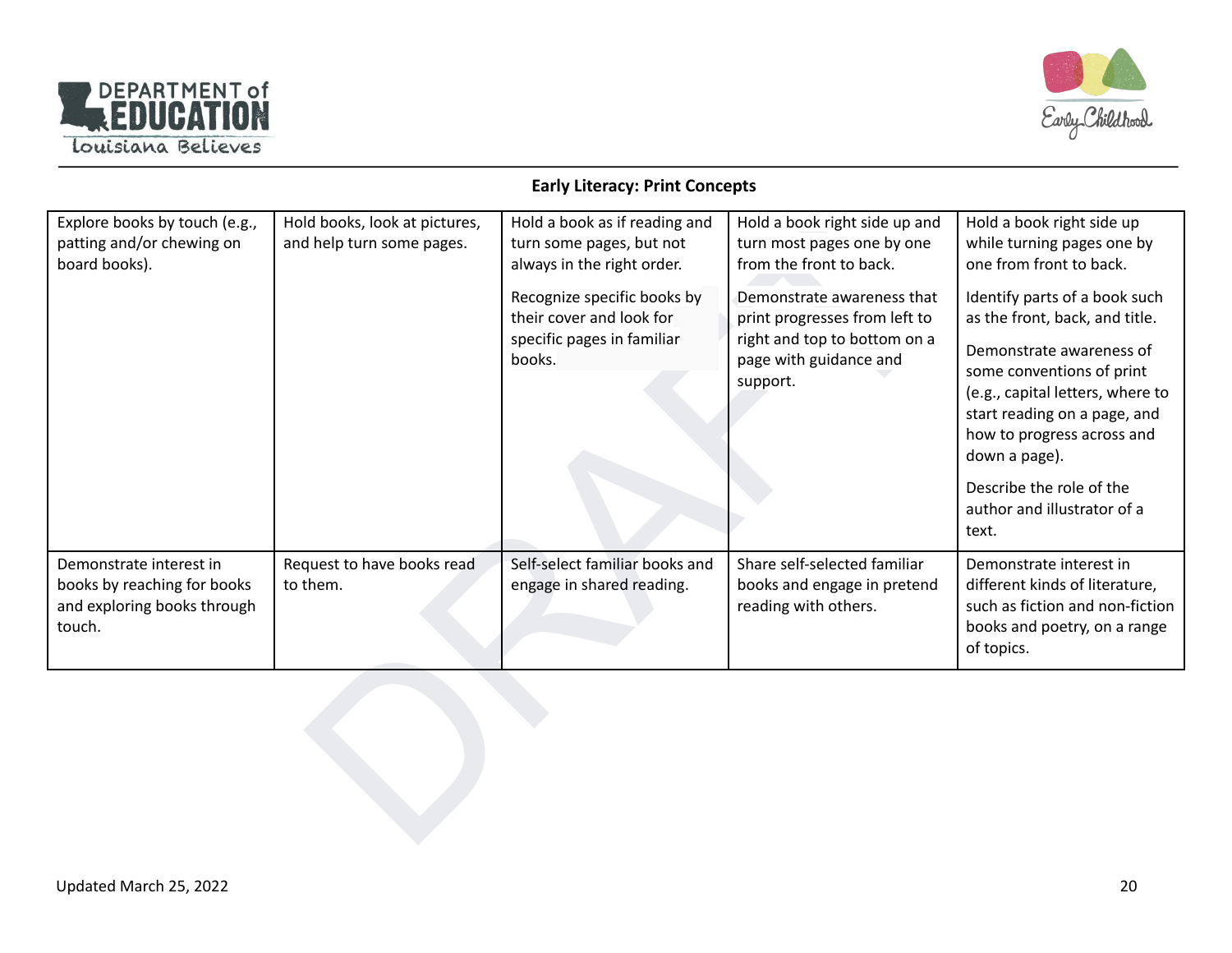## Early Literacy: Print Concepts

| | | | | |
|---|---|---|---|---|
| Explore books by touch (e.g., patting and/or chewing on board books). | Hold books, look at pictures, and help turn some pages. | Hold a book as if reading and turn some pages, but not always in the right order.<br><br>Recognize specific books by their cover and look for specific pages in familiar books. | Hold a book right side up and turn most pages one by one from the front to back.<br><br>Demonstrate awareness that print progresses from left to right and top to bottom on a page with guidance and support. | Hold a book right side up while turning pages one by one from front to back.<br><br>Identify parts of a book such as the front, back, and title.<br><br>Demonstrate awareness of some conventions of print (e.g., capital letters, where to start reading on a page, and how to progress across and down a page).<br><br>Describe the role of the author and illustrator of a text. |
| Demonstrate interest in books by reaching for books and exploring books through touch. | Request to have books read to them. | Self-select familiar books and engage in shared reading. | Share self-selected familiar books and engage in pretend reading with others. | Demonstrate interest in different kinds of literature, such as fiction and non-fiction books and poetry, on a range of topics. |

Updated March 25, 2022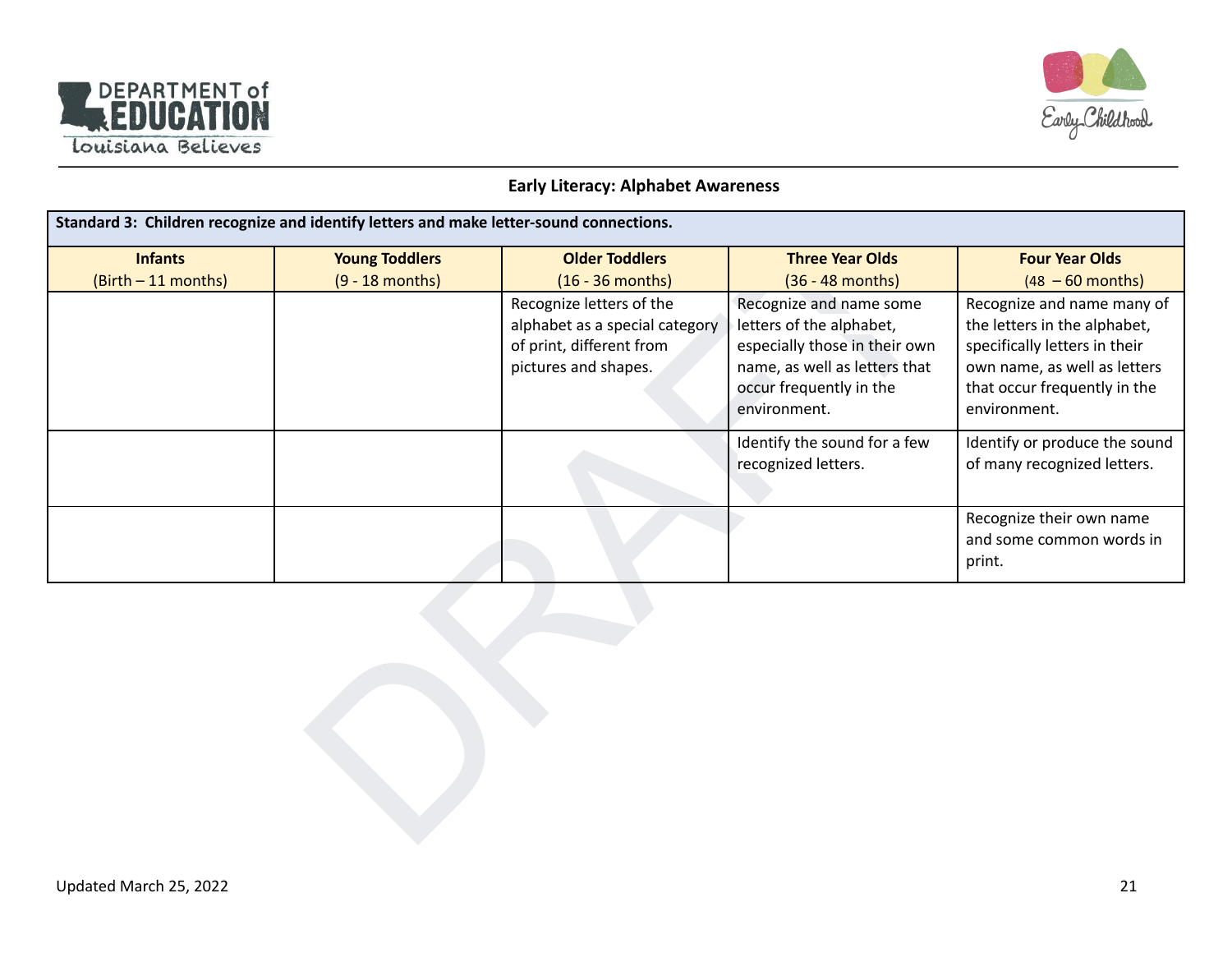## Early Literacy: Alphabet Awareness

| Standard 3: Children recognize and identify letters and make letter-sound connections. | | | | |
|---|---|---|---|---|
| **Infants** (Birth – 11 months) | **Young Toddlers** (9 - 18 months) | **Older Toddlers** (16 - 36 months) | **Three Year Olds** (36 - 48 months) | **Four Year Olds** (48 – 60 months) |
| | | Recognize letters of the alphabet as a special category of print, different from pictures and shapes. | Recognize and name some letters of the alphabet, especially those in their own name, as well as letters that occur frequently in the environment. | Recognize and name many of the letters in the alphabet, specifically letters in their own name, as well as letters that occur frequently in the environment. |
| | | | Identify the sound for a few recognized letters. | Identify or produce the sound of many recognized letters. |
| | | | | Recognize their own name and some common words in print. |

Updated March 25, 2022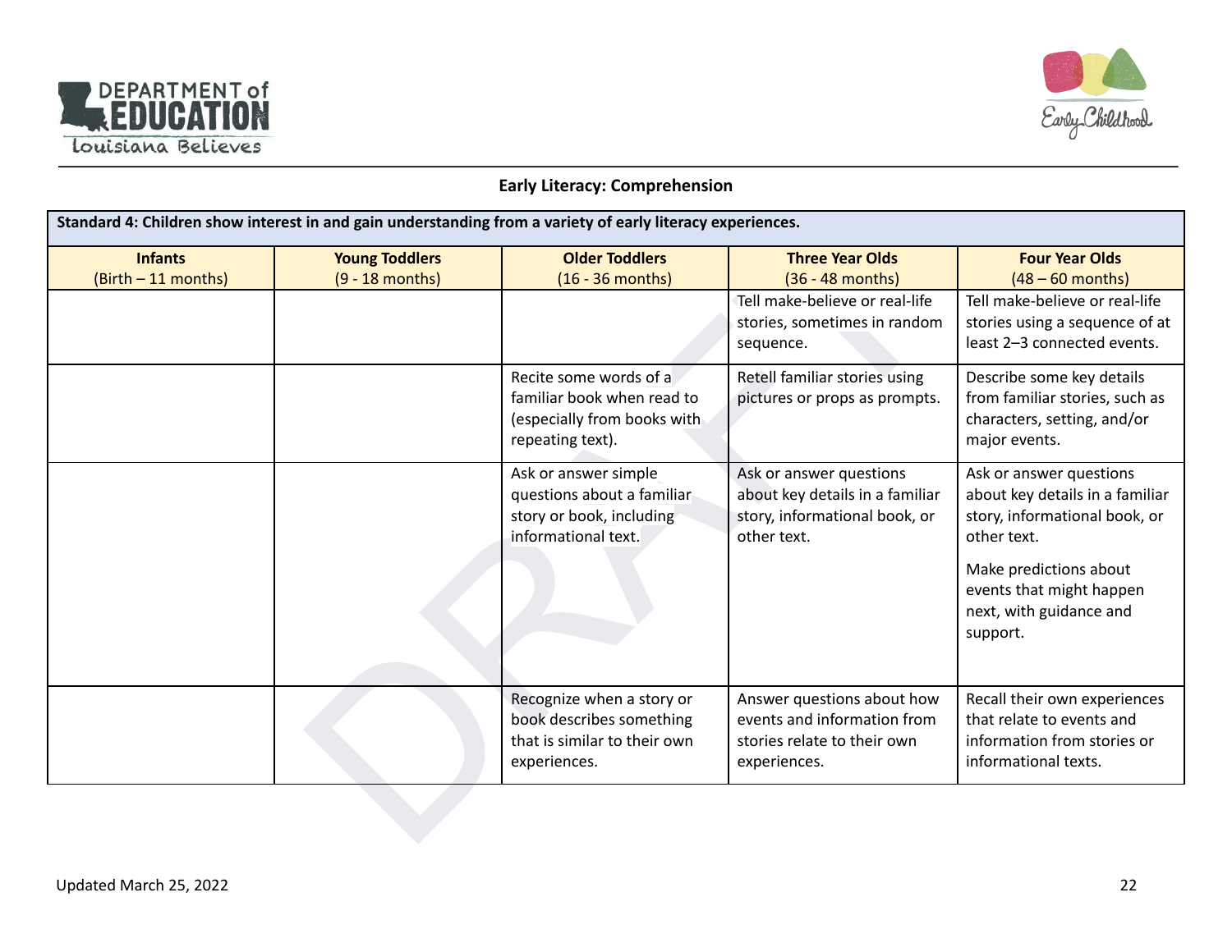## Early Literacy: Comprehension

| Standard 4: Children show interest in and gain understanding from a variety of early literacy experiences. | | | | |
|---|---|---|---|---|
| **Infants** (Birth – 11 months) | **Young Toddlers** (9 - 18 months) | **Older Toddlers** (16 - 36 months) | **Three Year Olds** (36 - 48 months) | **Four Year Olds** (48 – 60 months) |
| | | | Tell make-believe or real-life stories, sometimes in random sequence. | Tell make-believe or real-life stories using a sequence of at least 2–3 connected events. |
| | | Recite some words of a familiar book when read to (especially from books with repeating text). | Retell familiar stories using pictures or props as prompts. | Describe some key details from familiar stories, such as characters, setting, and/or major events. |
| | | Ask or answer simple questions about a familiar story or book, including informational text. | Ask or answer questions about key details in a familiar story, informational book, or other text. | Ask or answer questions about key details in a familiar story, informational book, or other text.<br><br>Make predictions about events that might happen next, with guidance and support. |
| | | Recognize when a story or book describes something that is similar to their own experiences. | Answer questions about how events and information from stories relate to their own experiences. | Recall their own experiences that relate to events and information from stories or informational texts. |

Updated March 25, 2022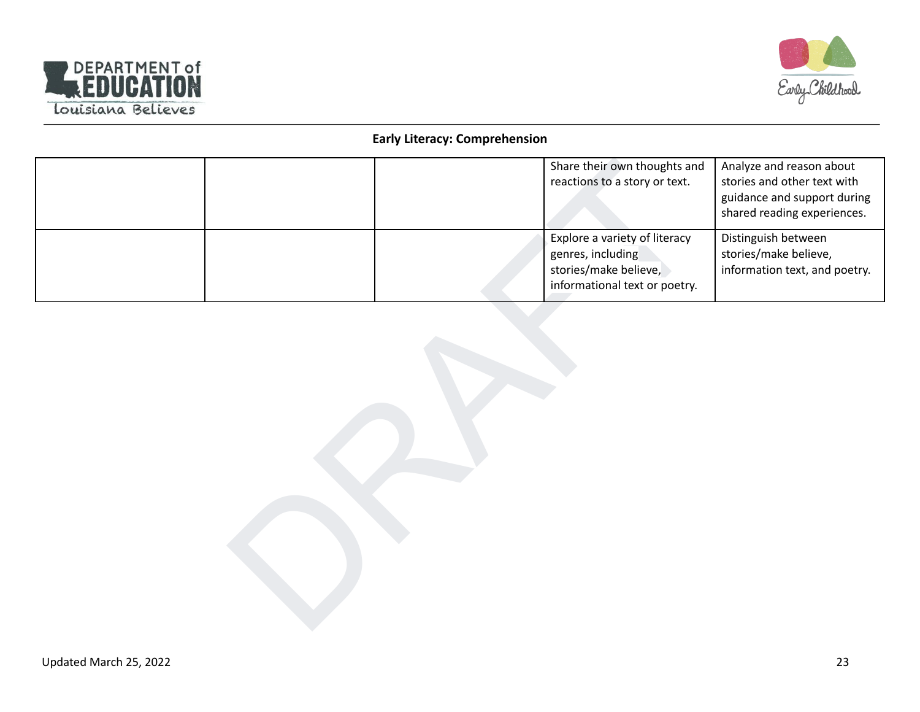## Early Literacy: Comprehension

| | | | | |
|---|---|---|---|---|
| | | | Share their own thoughts and reactions to a story or text. | Analyze and reason about stories and other text with guidance and support during shared reading experiences. |
| | | | Explore a variety of literacy genres, including stories/make believe, informational text or poetry. | Distinguish between stories/make believe, information text, and poetry. |

Updated March 25, 2022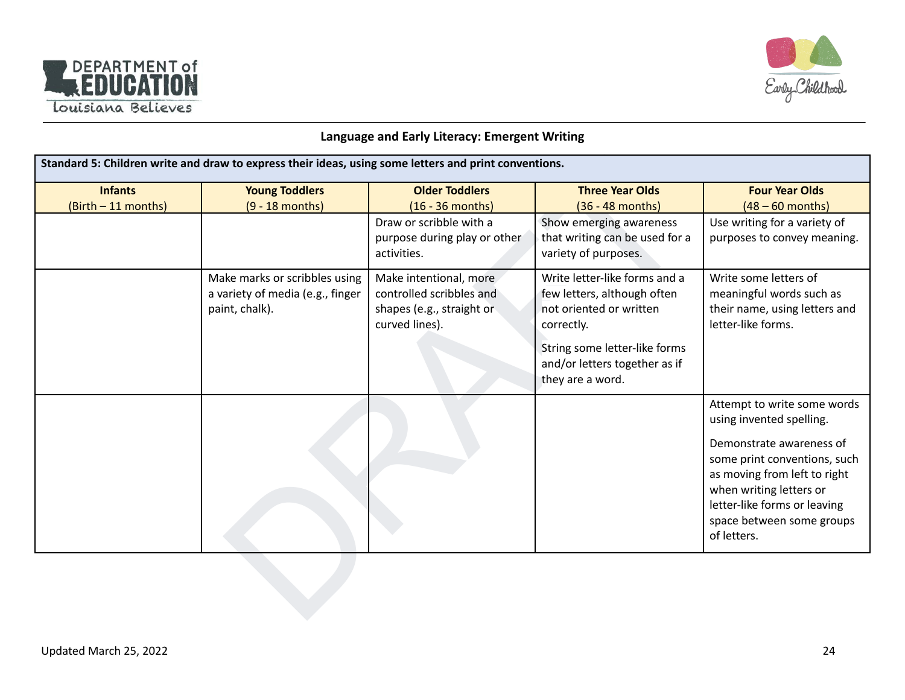## Language and Early Literacy: Emergent Writing

| Standard 5: Children write and draw to express their ideas, using some letters and print conventions. | | | | |
|---|---|---|---|---|
| **Infants** (Birth – 11 months) | **Young Toddlers** (9 - 18 months) | **Older Toddlers** (16 - 36 months) | **Three Year Olds** (36 - 48 months) | **Four Year Olds** (48 – 60 months) |
| | | Draw or scribble with a purpose during play or other activities. | Show emerging awareness that writing can be used for a variety of purposes. | Use writing for a variety of purposes to convey meaning. |
| | Make marks or scribbles using a variety of media (e.g., finger paint, chalk). | Make intentional, more controlled scribbles and shapes (e.g., straight or curved lines). | Write letter-like forms and a few letters, although often not oriented or written correctly.<br><br>String some letter-like forms and/or letters together as if they are a word. | Write some letters of meaningful words such as their name, using letters and letter-like forms. |
| | | | | Attempt to write some words using invented spelling.<br><br>Demonstrate awareness of some print conventions, such as moving from left to right when writing letters or letter-like forms or leaving space between some groups of letters. |

Updated March 25, 2022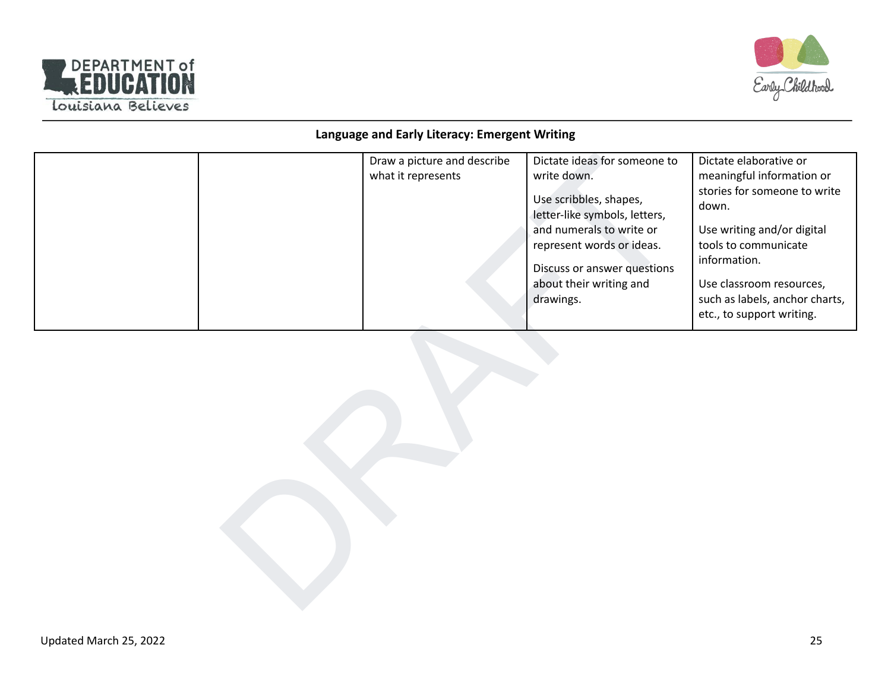## Language and Early Literacy: Emergent Writing

| | | | | |
|---|---|---|---|---|
| | | Draw a picture and describe what it represents | Dictate ideas for someone to write down.<br><br>Use scribbles, shapes, letter-like symbols, letters, and numerals to write or represent words or ideas.<br><br>Discuss or answer questions about their writing and drawings. | Dictate elaborative or meaningful information or stories for someone to write down.<br><br>Use writing and/or digital tools to communicate information.<br><br>Use classroom resources, such as labels, anchor charts, etc., to support writing. |

Updated March 25, 2022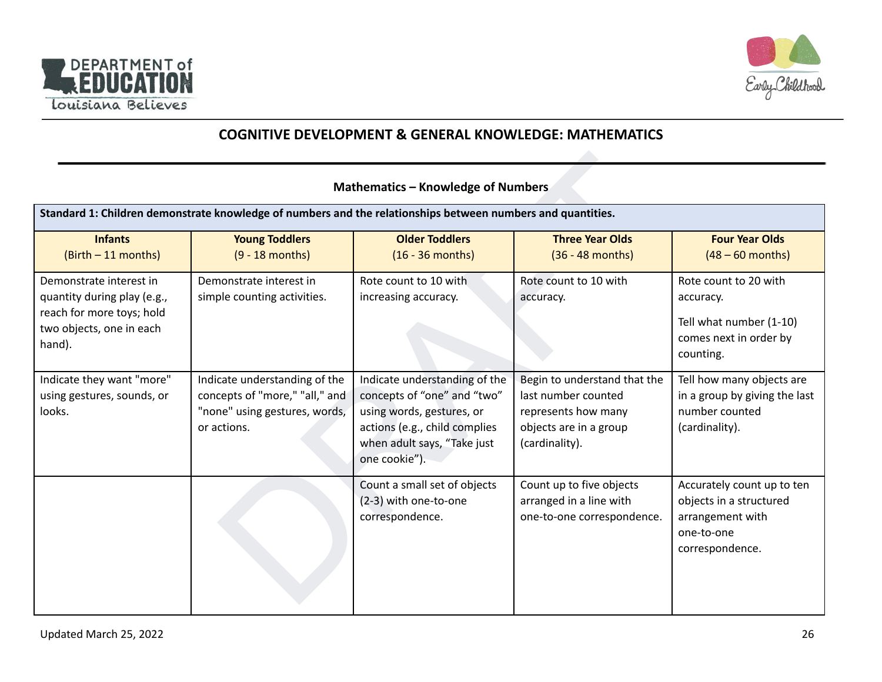## COGNITIVE DEVELOPMENT & GENERAL KNOWLEDGE: MATHEMATICS

### Mathematics – Knowledge of Numbers

| Standard 1: Children demonstrate knowledge of numbers and the relationships between numbers and quantities. | | | | |
|---|---|---|---|---|
| **Infants** (Birth – 11 months) | **Young Toddlers** (9 - 18 months) | **Older Toddlers** (16 - 36 months) | **Three Year Olds** (36 - 48 months) | **Four Year Olds** (48 – 60 months) |
| Demonstrate interest in quantity during play (e.g., reach for more toys; hold two objects, one in each hand). | Demonstrate interest in simple counting activities. | Rote count to 10 with increasing accuracy. | Rote count to 10 with accuracy. | Rote count to 20 with accuracy.<br><br>Tell what number (1-10) comes next in order by counting. |
| Indicate they want "more" using gestures, sounds, or looks. | Indicate understanding of the concepts of "more," "all," and "none" using gestures, words, or actions. | Indicate understanding of the concepts of “one” and “two” using words, gestures, or actions (e.g., child complies when adult says, “Take just one cookie”). | Begin to understand that the last number counted represents how many objects are in a group (cardinality). | Tell how many objects are in a group by giving the last number counted (cardinality). |
| | | Count a small set of objects (2-3) with one-to-one correspondence. | Count up to five objects arranged in a line with one-to-one correspondence. | Accurately count up to ten objects in a structured arrangement with one-to-one correspondence. |

Updated March 25, 2022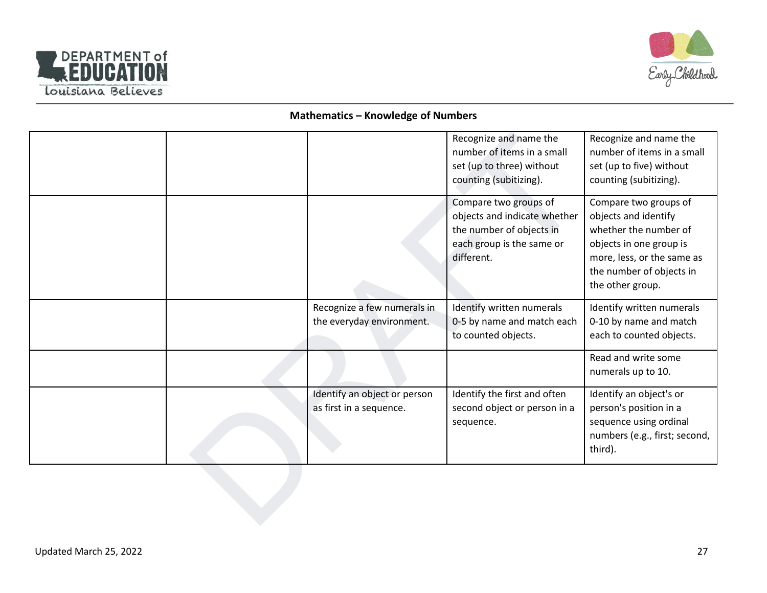## Mathematics – Knowledge of Numbers

| | | | | |
|---|---|---|---|---|
| | | | Recognize and name the number of items in a small set (up to three) without counting (subitizing). | Recognize and name the number of items in a small set (up to five) without counting (subitizing). |
| | | | Compare two groups of objects and indicate whether the number of objects in each group is the same or different. | Compare two groups of objects and identify whether the number of objects in one group is more, less, or the same as the number of objects in the other group. |
| | | Recognize a few numerals in the everyday environment. | Identify written numerals 0-5 by name and match each to counted objects. | Identify written numerals 0-10 by name and match each to counted objects. |
| | | | | Read and write some numerals up to 10. |
| | | Identify an object or person as first in a sequence. | Identify the first and often second object or person in a sequence. | Identify an object's or person's position in a sequence using ordinal numbers (e.g., first; second, third). |

Updated March 25, 2022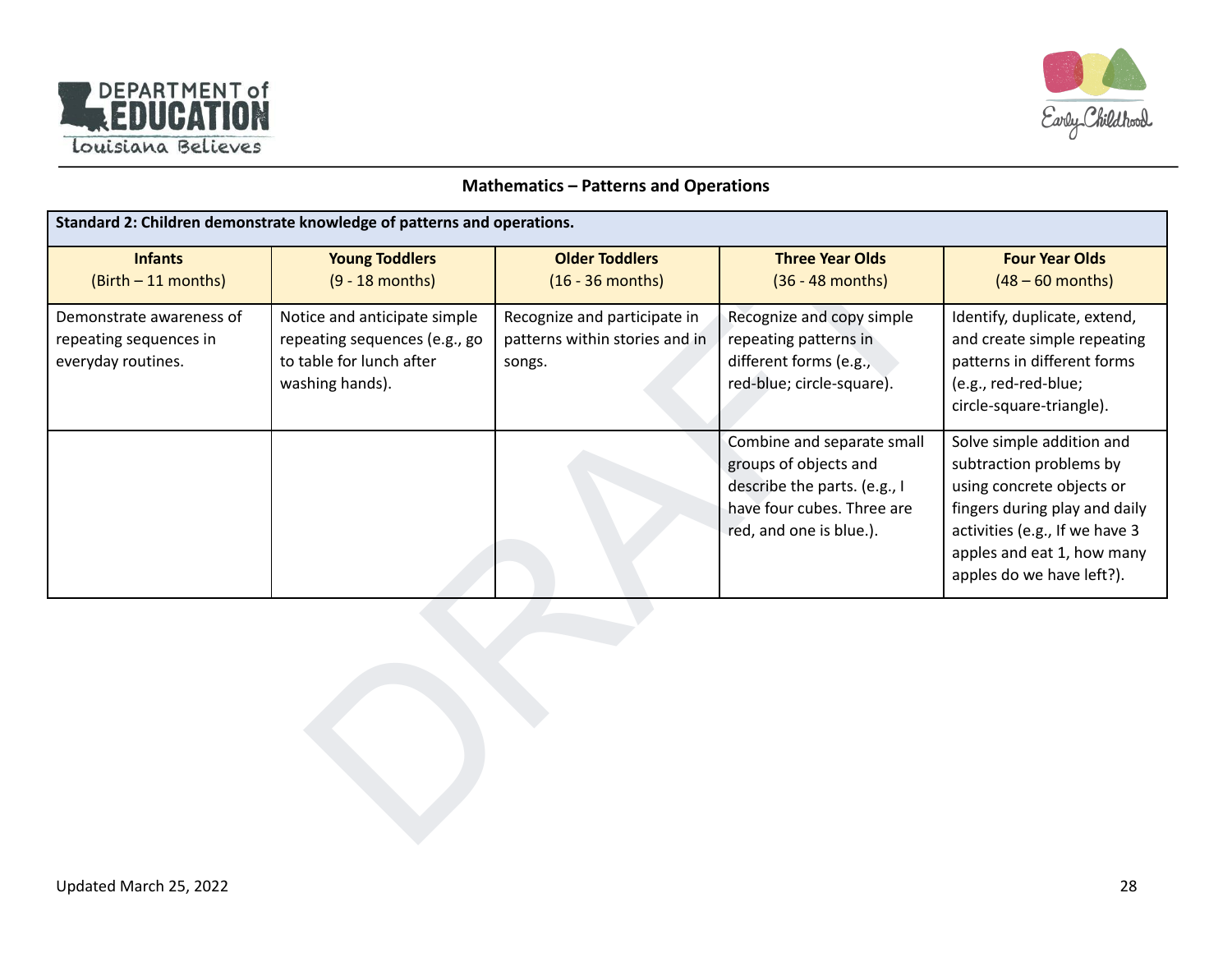## Mathematics – Patterns and Operations

| Standard 2: Children demonstrate knowledge of patterns and operations. | | | | |
|---|---|---|---|---|
| **Infants** (Birth – 11 months) | **Young Toddlers** (9 - 18 months) | **Older Toddlers** (16 - 36 months) | **Three Year Olds** (36 - 48 months) | **Four Year Olds** (48 – 60 months) |
| Demonstrate awareness of repeating sequences in everyday routines. | Notice and anticipate simple repeating sequences (e.g., go to table for lunch after washing hands). | Recognize and participate in patterns within stories and in songs. | Recognize and copy simple repeating patterns in different forms (e.g., red-blue; circle-square). | Identify, duplicate, extend, and create simple repeating patterns in different forms (e.g., red-red-blue; circle-square-triangle). |
| | | | Combine and separate small groups of objects and describe the parts. (e.g., I have four cubes. Three are red, and one is blue.). | Solve simple addition and subtraction problems by using concrete objects or fingers during play and daily activities (e.g., If we have 3 apples and eat 1, how many apples do we have left?). |

Updated March 25, 2022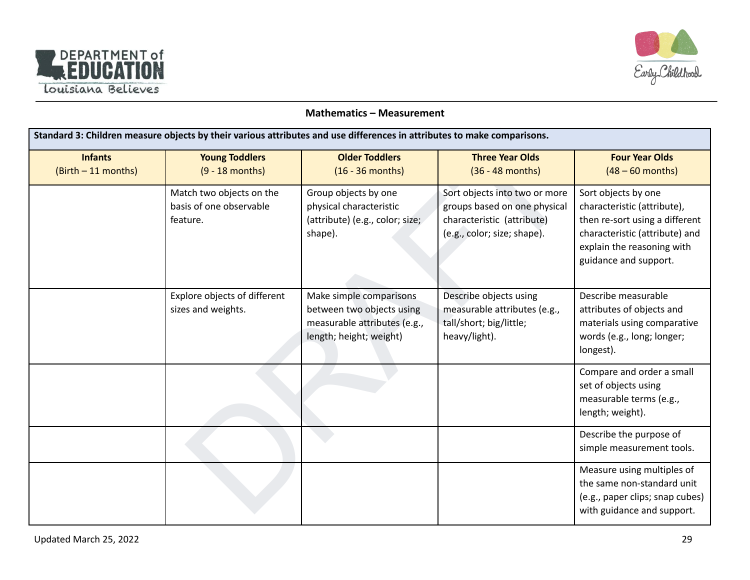## Mathematics – Measurement

| Standard 3: Children measure objects by their various attributes and use differences in attributes to make comparisons. | | | | |
|---|---|---|---|---|
| **Infants** (Birth – 11 months) | **Young Toddlers** (9 - 18 months) | **Older Toddlers** (16 - 36 months) | **Three Year Olds** (36 - 48 months) | **Four Year Olds** (48 – 60 months) |
| | Match two objects on the basis of one observable feature. | Group objects by one physical characteristic (attribute) (e.g., color; size; shape). | Sort objects into two or more groups based on one physical characteristic (attribute) (e.g., color; size; shape). | Sort objects by one characteristic (attribute), then re-sort using a different characteristic (attribute) and explain the reasoning with guidance and support. |
| | Explore objects of different sizes and weights. | Make simple comparisons between two objects using measurable attributes (e.g., length; height; weight) | Describe objects using measurable attributes (e.g., tall/short; big/little; heavy/light). | Describe measurable attributes of objects and materials using comparative words (e.g., long; longer; longest). |
| | | | | Compare and order a small set of objects using measurable terms (e.g., length; weight). |
| | | | | Describe the purpose of simple measurement tools. |
| | | | | Measure using multiples of the same non-standard unit (e.g., paper clips; snap cubes) with guidance and support. |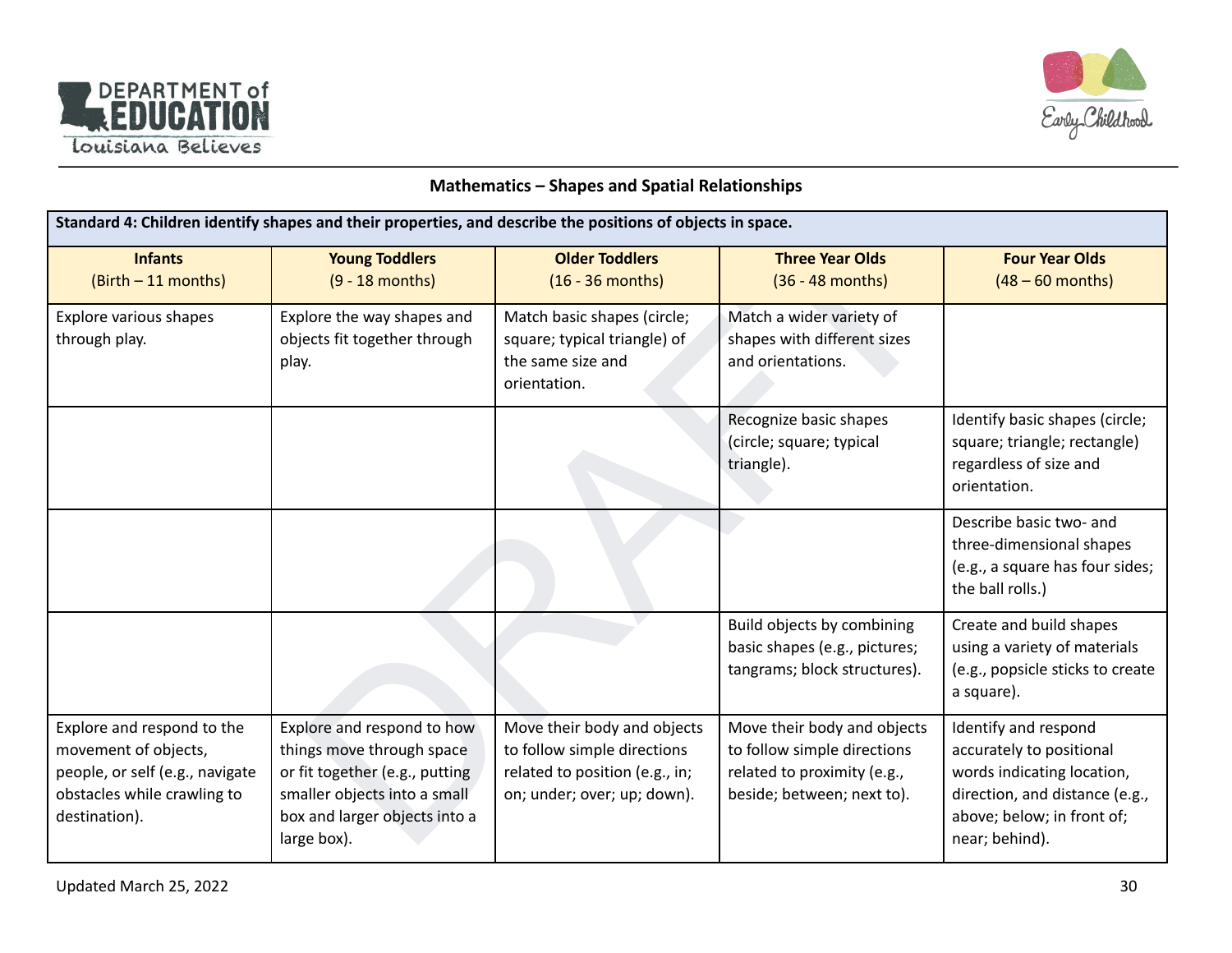## Mathematics – Shapes and Spatial Relationships

| Standard 4: Children identify shapes and their properties, and describe the positions of objects in space. | | | | |
|---|---|---|---|---|
| **Infants** (Birth – 11 months) | **Young Toddlers** (9 - 18 months) | **Older Toddlers** (16 - 36 months) | **Three Year Olds** (36 - 48 months) | **Four Year Olds** (48 – 60 months) |
| Explore various shapes through play. | Explore the way shapes and objects fit together through play. | Match basic shapes (circle; square; typical triangle) of the same size and orientation. | Match a wider variety of shapes with different sizes and orientations. | |
| | | | Recognize basic shapes (circle; square; typical triangle). | Identify basic shapes (circle; square; triangle; rectangle) regardless of size and orientation. |
| | | | | Describe basic two- and three-dimensional shapes (e.g., a square has four sides; the ball rolls.) |
| | | | Build objects by combining basic shapes (e.g., pictures; tangrams; block structures). | Create and build shapes using a variety of materials (e.g., popsicle sticks to create a square). |
| Explore and respond to the movement of objects, people, or self (e.g., navigate obstacles while crawling to destination). | Explore and respond to how things move through space or fit together (e.g., putting smaller objects into a small box and larger objects into a large box). | Move their body and objects to follow simple directions related to position (e.g., in; on; under; over; up; down). | Move their body and objects to follow simple directions related to proximity (e.g., beside; between; next to). | Identify and respond accurately to positional words indicating location, direction, and distance (e.g., above; below; in front of; near; behind). |

Updated March 25, 2022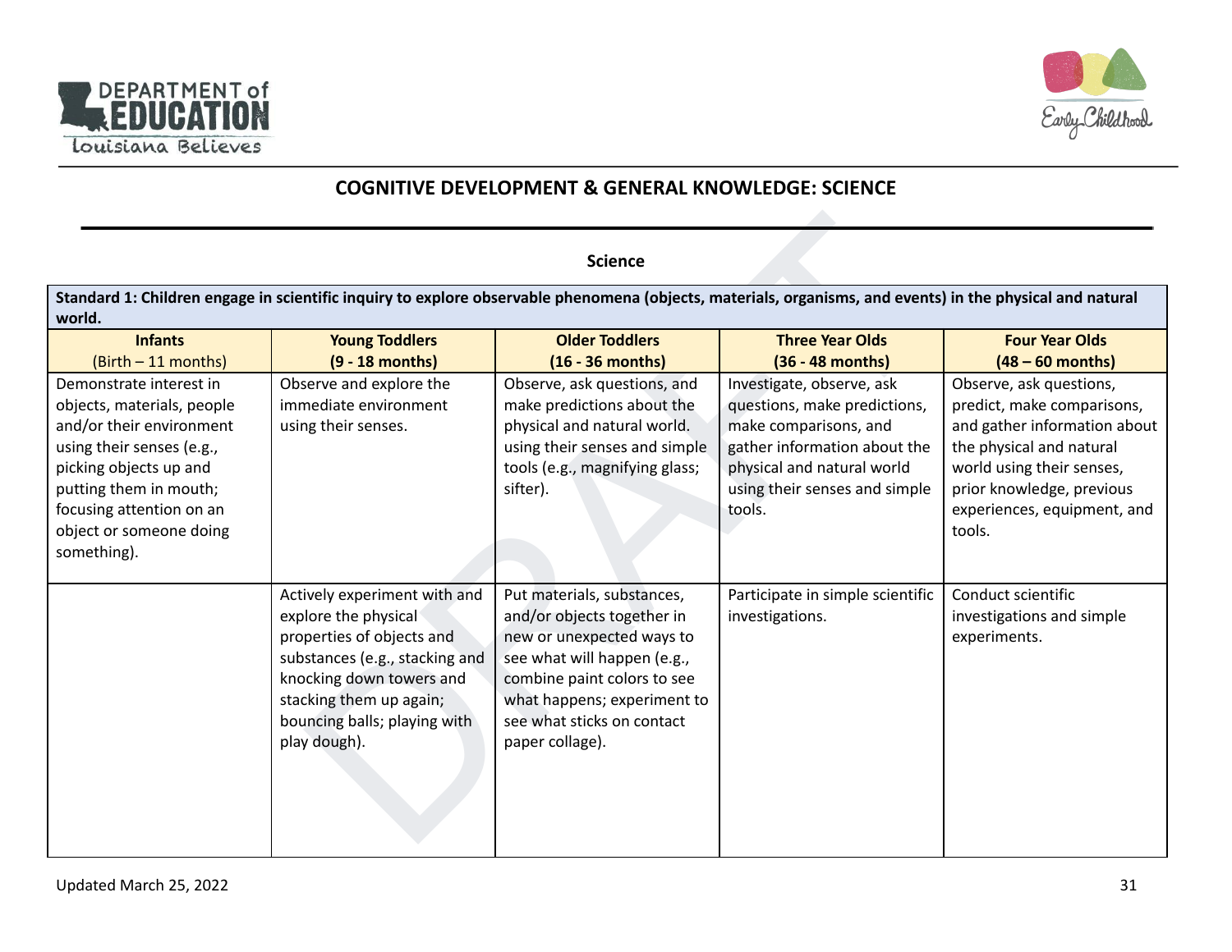## COGNITIVE DEVELOPMENT & GENERAL KNOWLEDGE: SCIENCE

### Science

| **Standard 1: Children engage in scientific inquiry to explore observable phenomena (objects, materials, organisms, and events) in the physical and natural world.** | | | | |
|---|---|---|---|---|
| **Infants** (Birth – 11 months) | **Young Toddlers (9 - 18 months)** | **Older Toddlers (16 - 36 months)** | **Three Year Olds (36 - 48 months)** | **Four Year Olds (48 – 60 months)** |
| Demonstrate interest in objects, materials, people and/or their environment using their senses (e.g., picking objects up and putting them in mouth; focusing attention on an object or someone doing something). | Observe and explore the immediate environment using their senses. | Observe, ask questions, and make predictions about the physical and natural world. using their senses and simple tools (e.g., magnifying glass; sifter). | Investigate, observe, ask questions, make predictions, make comparisons, and gather information about the physical and natural world using their senses and simple tools. | Observe, ask questions, predict, make comparisons, and gather information about the physical and natural world using their senses, prior knowledge, previous experiences, equipment, and tools. |
| | Actively experiment with and explore the physical properties of objects and substances (e.g., stacking and knocking down towers and stacking them up again; bouncing balls; playing with play dough). | Put materials, substances, and/or objects together in new or unexpected ways to see what will happen (e.g., combine paint colors to see what happens; experiment to see what sticks on contact paper collage). | Participate in simple scientific investigations. | Conduct scientific investigations and simple experiments. |

Updated March 25, 2022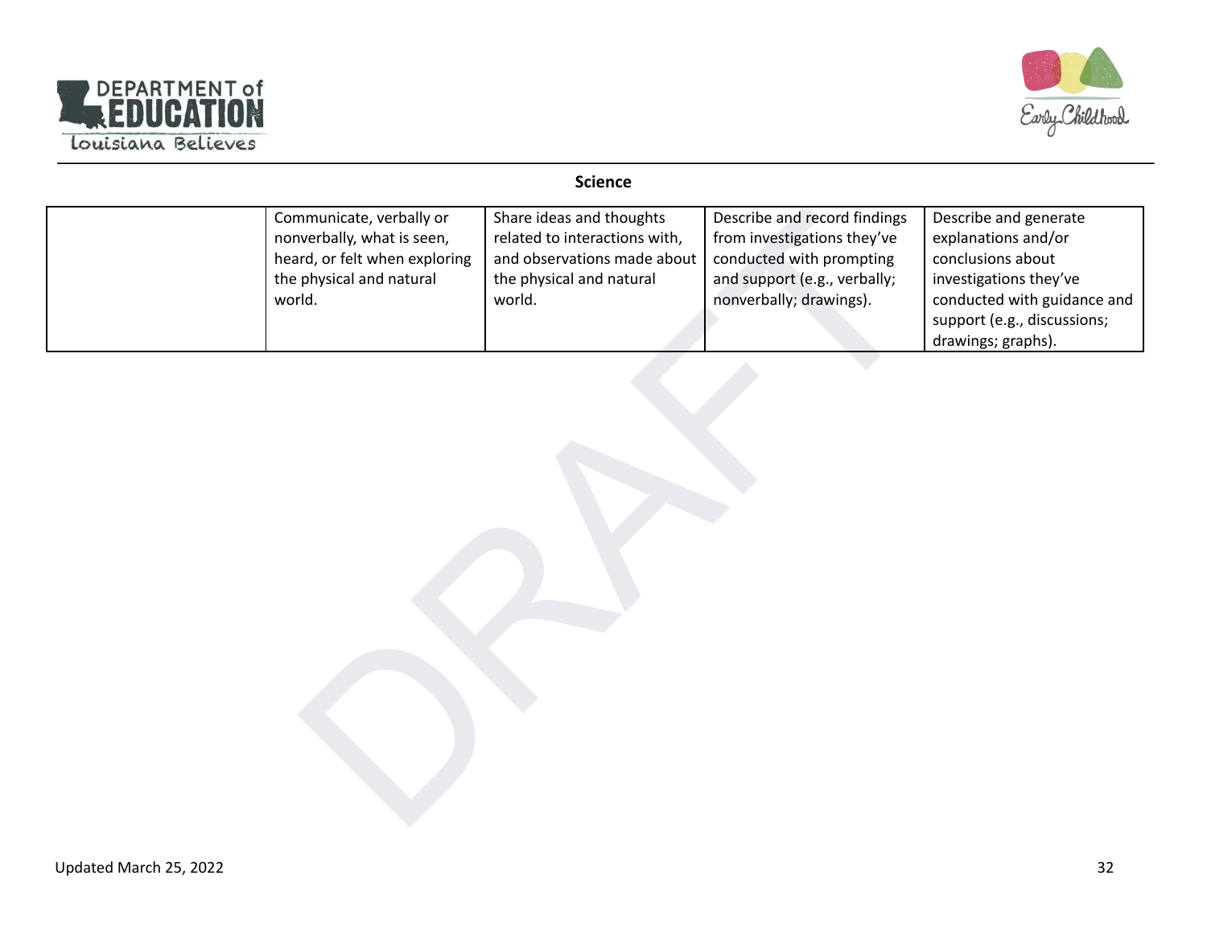**Science**

| | | | | |
|---|---|---|---|---|
| | Communicate, verbally or nonverbally, what is seen, heard, or felt when exploring the physical and natural world. | Share ideas and thoughts related to interactions with, and observations made about the physical and natural world. | Describe and record findings from investigations they've conducted with prompting and support (e.g., verbally; nonverbally; drawings). | Describe and generate explanations and/or conclusions about investigations they've conducted with guidance and support (e.g., discussions; drawings; graphs). |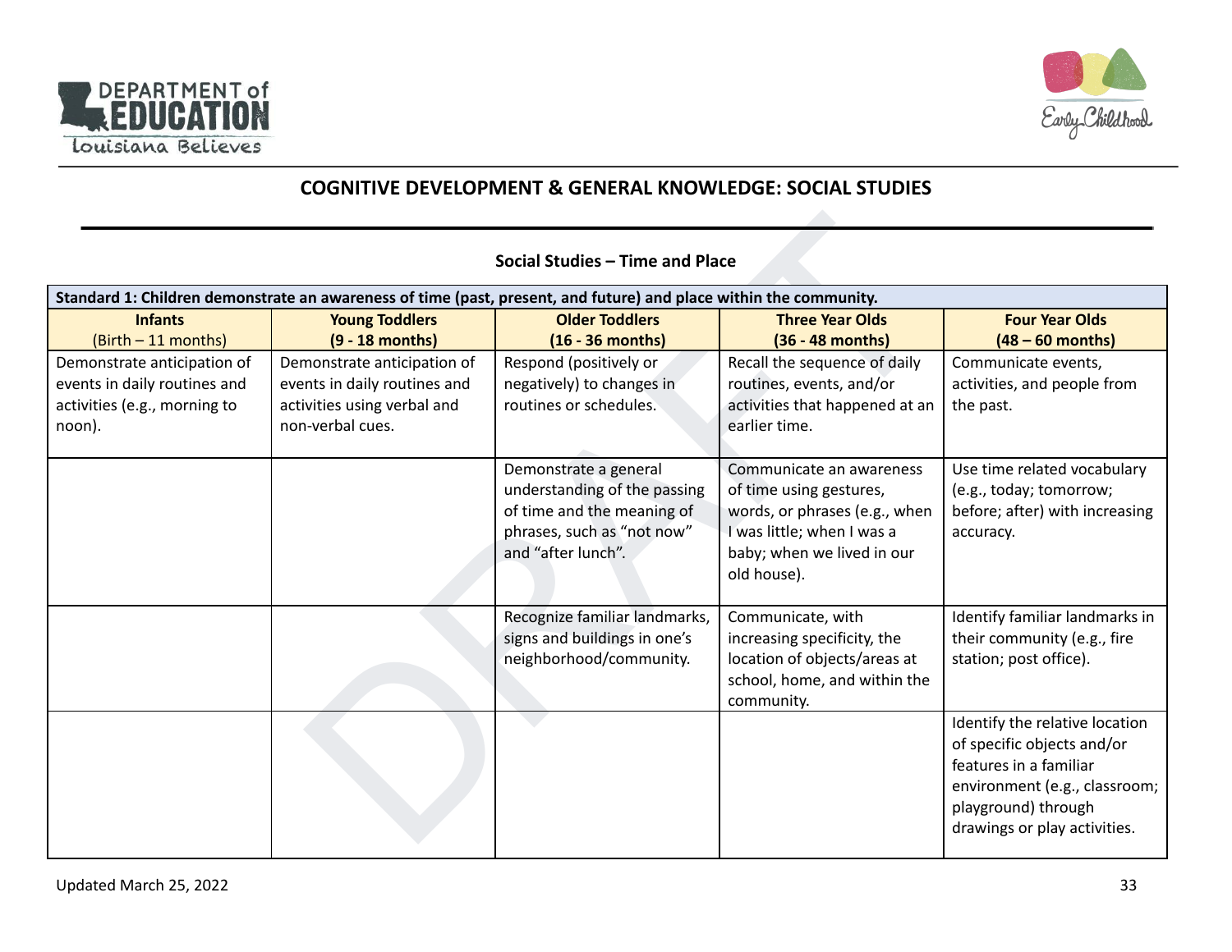## COGNITIVE DEVELOPMENT & GENERAL KNOWLEDGE: SOCIAL STUDIES

### Social Studies – Time and Place

| Standard 1: Children demonstrate an awareness of time (past, present, and future) and place within the community. | | | | |
|---|---|---|---|---|
| **Infants** (Birth – 11 months) | **Young Toddlers (9 - 18 months)** | **Older Toddlers (16 - 36 months)** | **Three Year Olds (36 - 48 months)** | **Four Year Olds (48 – 60 months)** |
| Demonstrate anticipation of events in daily routines and activities (e.g., morning to noon). | Demonstrate anticipation of events in daily routines and activities using verbal and non-verbal cues. | Respond (positively or negatively) to changes in routines or schedules. | Recall the sequence of daily routines, events, and/or activities that happened at an earlier time. | Communicate events, activities, and people from the past. |
| | | Demonstrate a general understanding of the passing of time and the meaning of phrases, such as "not now" and "after lunch". | Communicate an awareness of time using gestures, words, or phrases (e.g., when I was little; when I was a baby; when we lived in our old house). | Use time related vocabulary (e.g., today; tomorrow; before; after) with increasing accuracy. |
| | | Recognize familiar landmarks, signs and buildings in one's neighborhood/community. | Communicate, with increasing specificity, the location of objects/areas at school, home, and within the community. | Identify familiar landmarks in their community (e.g., fire station; post office). |
| | | | | Identify the relative location of specific objects and/or features in a familiar environment (e.g., classroom; playground) through drawings or play activities. |

Updated March 25, 2022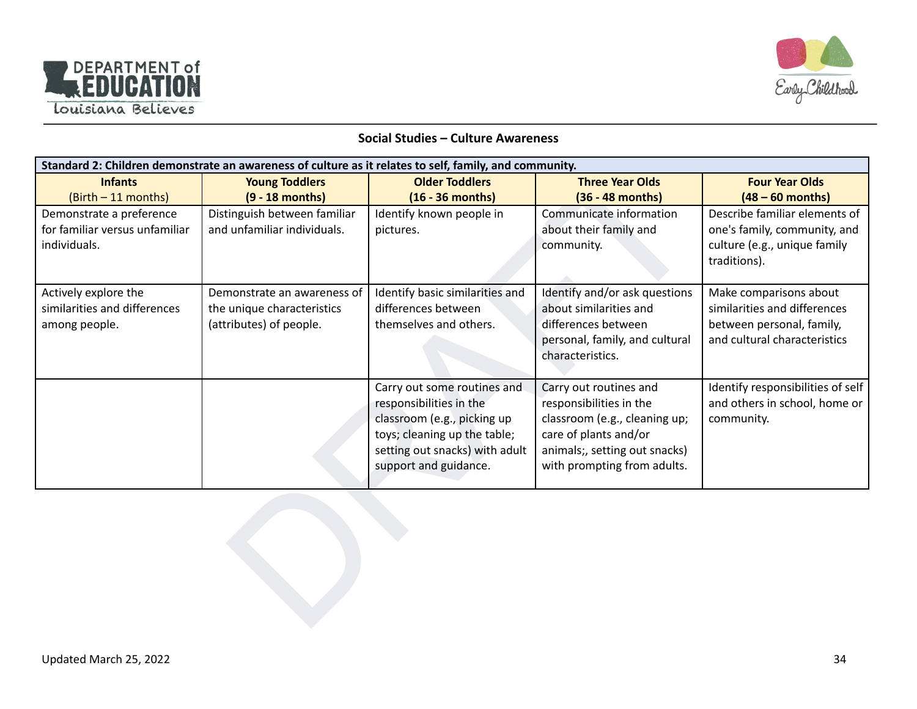## Social Studies – Culture Awareness

| Standard 2: Children demonstrate an awareness of culture as it relates to self, family, and community. | | | | |
|---|---|---|---|---|
| **Infants** (Birth – 11 months) | **Young Toddlers (9 - 18 months)** | **Older Toddlers (16 - 36 months)** | **Three Year Olds (36 - 48 months)** | **Four Year Olds (48 – 60 months)** |
| Demonstrate a preference for familiar versus unfamiliar individuals. | Distinguish between familiar and unfamiliar individuals. | Identify known people in pictures. | Communicate information about their family and community. | Describe familiar elements of one's family, community, and culture (e.g., unique family traditions). |
| Actively explore the similarities and differences among people. | Demonstrate an awareness of the unique characteristics (attributes) of people. | Identify basic similarities and differences between themselves and others. | Identify and/or ask questions about similarities and differences between personal, family, and cultural characteristics. | Make comparisons about similarities and differences between personal, family, and cultural characteristics |
| | | Carry out some routines and responsibilities in the classroom (e.g., picking up toys; cleaning up the table; setting out snacks) with adult support and guidance. | Carry out routines and responsibilities in the classroom (e.g., cleaning up; care of plants and/or animals;, setting out snacks) with prompting from adults. | Identify responsibilities of self and others in school, home or community. |

Updated March 25, 2022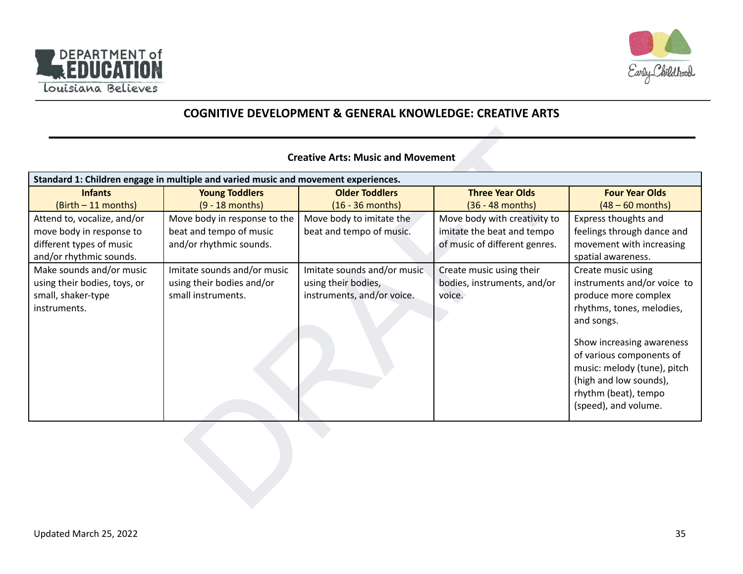# COGNITIVE DEVELOPMENT & GENERAL KNOWLEDGE: CREATIVE ARTS

## Creative Arts: Music and Movement

| **Standard 1: Children engage in multiple and varied music and movement experiences.** | | | | |
|---|---|---|---|---|
| **Infants** (Birth – 11 months) | **Young Toddlers** (9 - 18 months) | **Older Toddlers** (16 - 36 months) | **Three Year Olds** (36 - 48 months) | **Four Year Olds** (48 – 60 months) |
| Attend to, vocalize, and/or move body in response to different types of music and/or rhythmic sounds. | Move body in response to the beat and tempo of music and/or rhythmic sounds. | Move body to imitate the beat and tempo of music. | Move body with creativity to imitate the beat and tempo of music of different genres. | Express thoughts and feelings through dance and movement with increasing spatial awareness. |
| Make sounds and/or music using their bodies, toys, or small, shaker-type instruments. | Imitate sounds and/or music using their bodies and/or small instruments. | Imitate sounds and/or music using their bodies, instruments, and/or voice. | Create music using their bodies, instruments, and/or voice. | Create music using instruments and/or voice to produce more complex rhythms, tones, melodies, and songs.<br><br>Show increasing awareness of various components of music: melody (tune), pitch (high and low sounds), rhythm (beat), tempo (speed), and volume. |

Updated March 25, 2022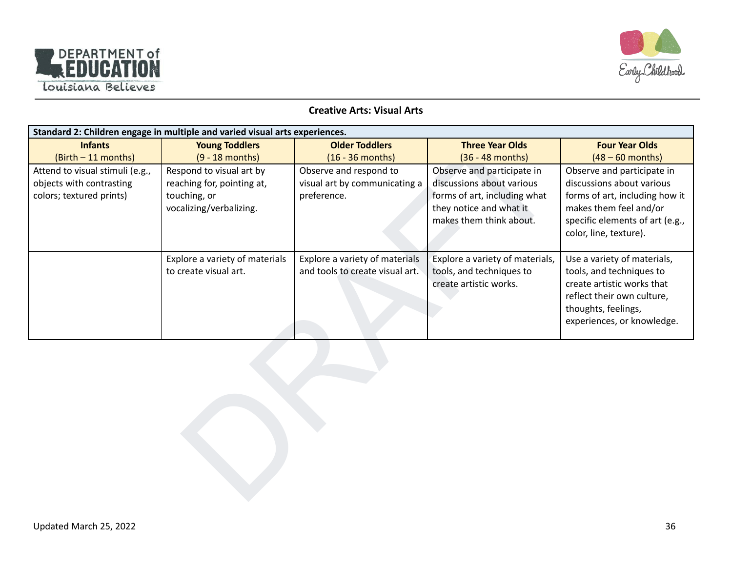## Creative Arts: Visual Arts

| Standard 2: Children engage in multiple and varied visual arts experiences. | | | | |
|---|---|---|---|---|
| **Infants** (Birth – 11 months) | **Young Toddlers** (9 - 18 months) | **Older Toddlers** (16 - 36 months) | **Three Year Olds** (36 - 48 months) | **Four Year Olds** (48 – 60 months) |
| Attend to visual stimuli (e.g., objects with contrasting colors; textured prints) | Respond to visual art by reaching for, pointing at, touching, or vocalizing/verbalizing. | Observe and respond to visual art by communicating a preference. | Observe and participate in discussions about various forms of art, including what they notice and what it makes them think about. | Observe and participate in discussions about various forms of art, including how it makes them feel and/or specific elements of art (e.g., color, line, texture). |
| | Explore a variety of materials to create visual art. | Explore a variety of materials and tools to create visual art. | Explore a variety of materials, tools, and techniques to create artistic works. | Use a variety of materials, tools, and techniques to create artistic works that reflect their own culture, thoughts, feelings, experiences, or knowledge. |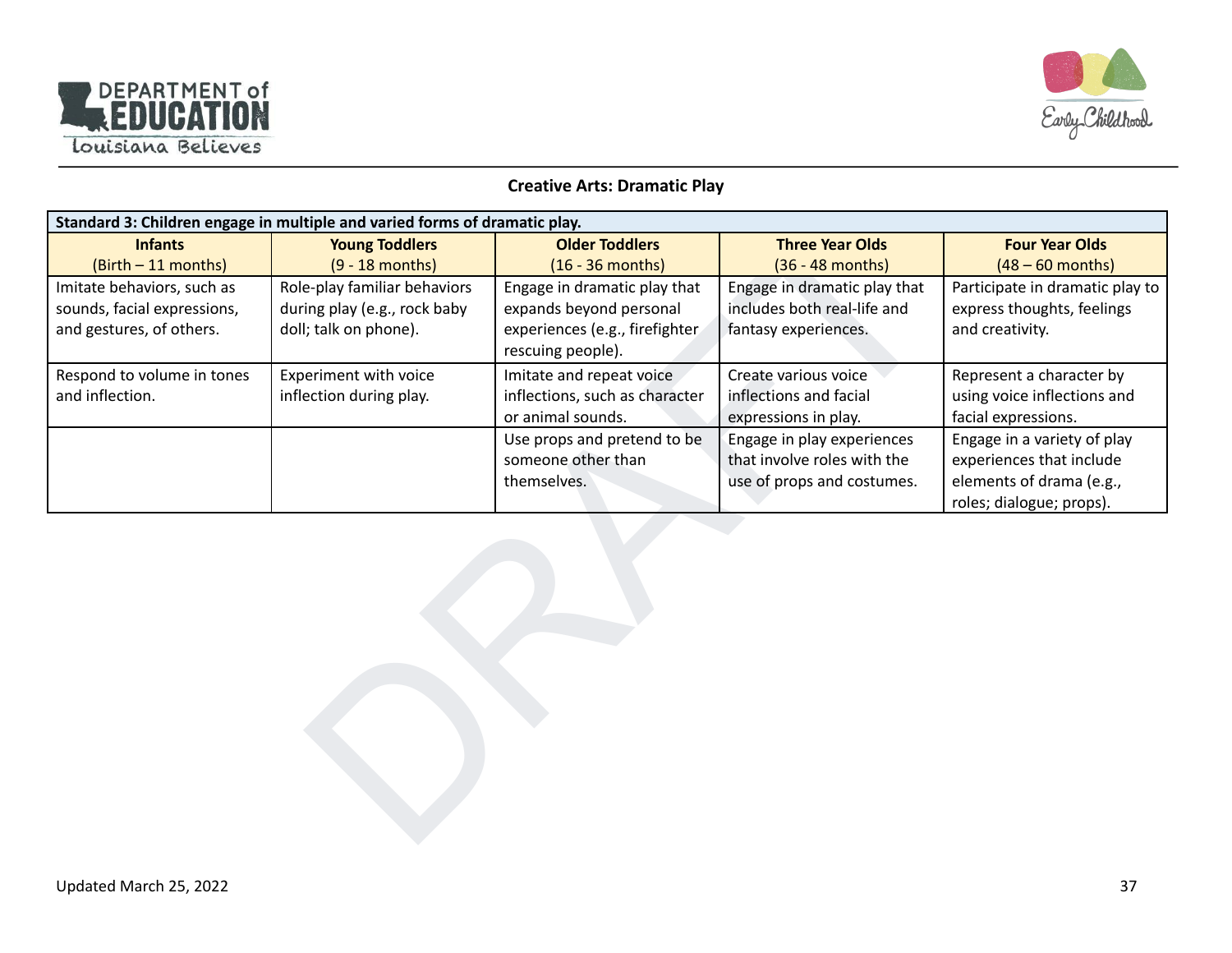## Creative Arts: Dramatic Play

| Standard 3: Children engage in multiple and varied forms of dramatic play. | | | | |
|---|---|---|---|---|
| **Infants** (Birth – 11 months) | **Young Toddlers** (9 - 18 months) | **Older Toddlers** (16 - 36 months) | **Three Year Olds** (36 - 48 months) | **Four Year Olds** (48 – 60 months) |
| Imitate behaviors, such as sounds, facial expressions, and gestures, of others. | Role-play familiar behaviors during play (e.g., rock baby doll; talk on phone). | Engage in dramatic play that expands beyond personal experiences (e.g., firefighter rescuing people). | Engage in dramatic play that includes both real-life and fantasy experiences. | Participate in dramatic play to express thoughts, feelings and creativity. |
| Respond to volume in tones and inflection. | Experiment with voice inflection during play. | Imitate and repeat voice inflections, such as character or animal sounds. | Create various voice inflections and facial expressions in play. | Represent a character by using voice inflections and facial expressions. |
| | | Use props and pretend to be someone other than themselves. | Engage in play experiences that involve roles with the use of props and costumes. | Engage in a variety of play experiences that include elements of drama (e.g., roles; dialogue; props). |

Updated March 25, 2022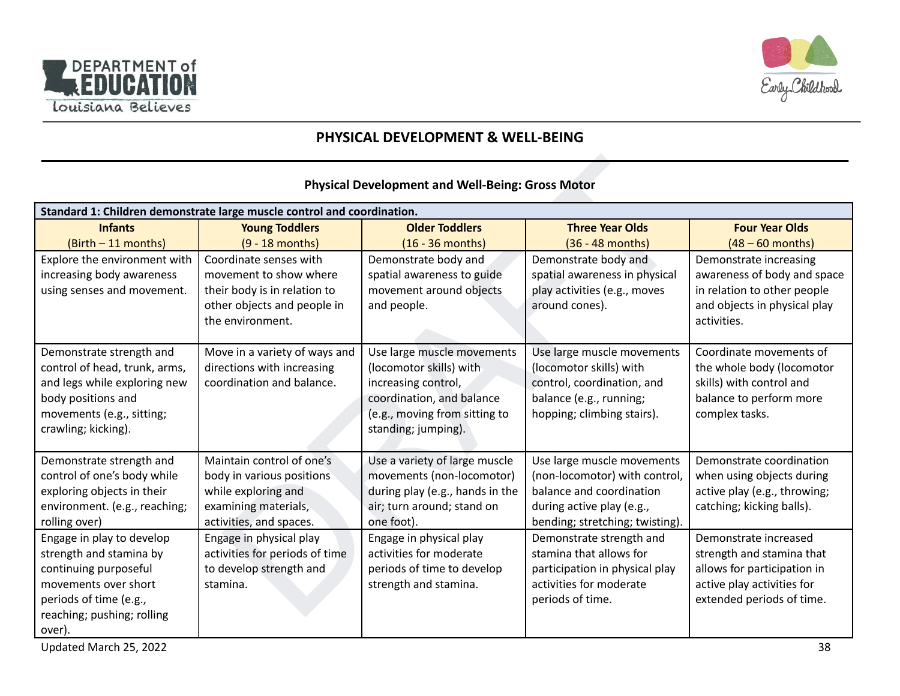# PHYSICAL DEVELOPMENT & WELL-BEING

## Physical Development and Well-Being: Gross Motor

| Standard 1: Children demonstrate large muscle control and coordination. | | | | |
|---|---|---|---|---|
| **Infants** (Birth – 11 months) | **Young Toddlers** (9 - 18 months) | **Older Toddlers** (16 - 36 months) | **Three Year Olds** (36 - 48 months) | **Four Year Olds** (48 – 60 months) |
| Explore the environment with increasing body awareness using senses and movement. | Coordinate senses with movement to show where their body is in relation to other objects and people in the environment. | Demonstrate body and spatial awareness to guide movement around objects and people. | Demonstrate body and spatial awareness in physical play activities (e.g., moves around cones). | Demonstrate increasing awareness of body and space in relation to other people and objects in physical play activities. |
| Demonstrate strength and control of head, trunk, arms, and legs while exploring new body positions and movements (e.g., sitting; crawling; kicking). | Move in a variety of ways and directions with increasing coordination and balance. | Use large muscle movements (locomotor skills) with increasing control, coordination, and balance (e.g., moving from sitting to standing; jumping). | Use large muscle movements (locomotor skills) with control, coordination, and balance (e.g., running; hopping; climbing stairs). | Coordinate movements of the whole body (locomotor skills) with control and balance to perform more complex tasks. |
| Demonstrate strength and control of one's body while exploring objects in their environment. (e.g., reaching; rolling over) | Maintain control of one's body in various positions while exploring and examining materials, activities, and spaces. | Use a variety of large muscle movements (non-locomotor) during play (e.g., hands in the air; turn around; stand on one foot). | Use large muscle movements (non-locomotor) with control, balance and coordination during active play (e.g., bending; stretching; twisting). | Demonstrate coordination when using objects during active play (e.g., throwing; catching; kicking balls). |
| Engage in play to develop strength and stamina by continuing purposeful movements over short periods of time (e.g., reaching; pushing; rolling over). | Engage in physical play activities for periods of time to develop strength and stamina. | Engage in physical play activities for moderate periods of time to develop strength and stamina. | Demonstrate strength and stamina that allows for participation in physical play activities for moderate periods of time. | Demonstrate increased strength and stamina that allows for participation in active play activities for extended periods of time. |

Updated March 25, 2022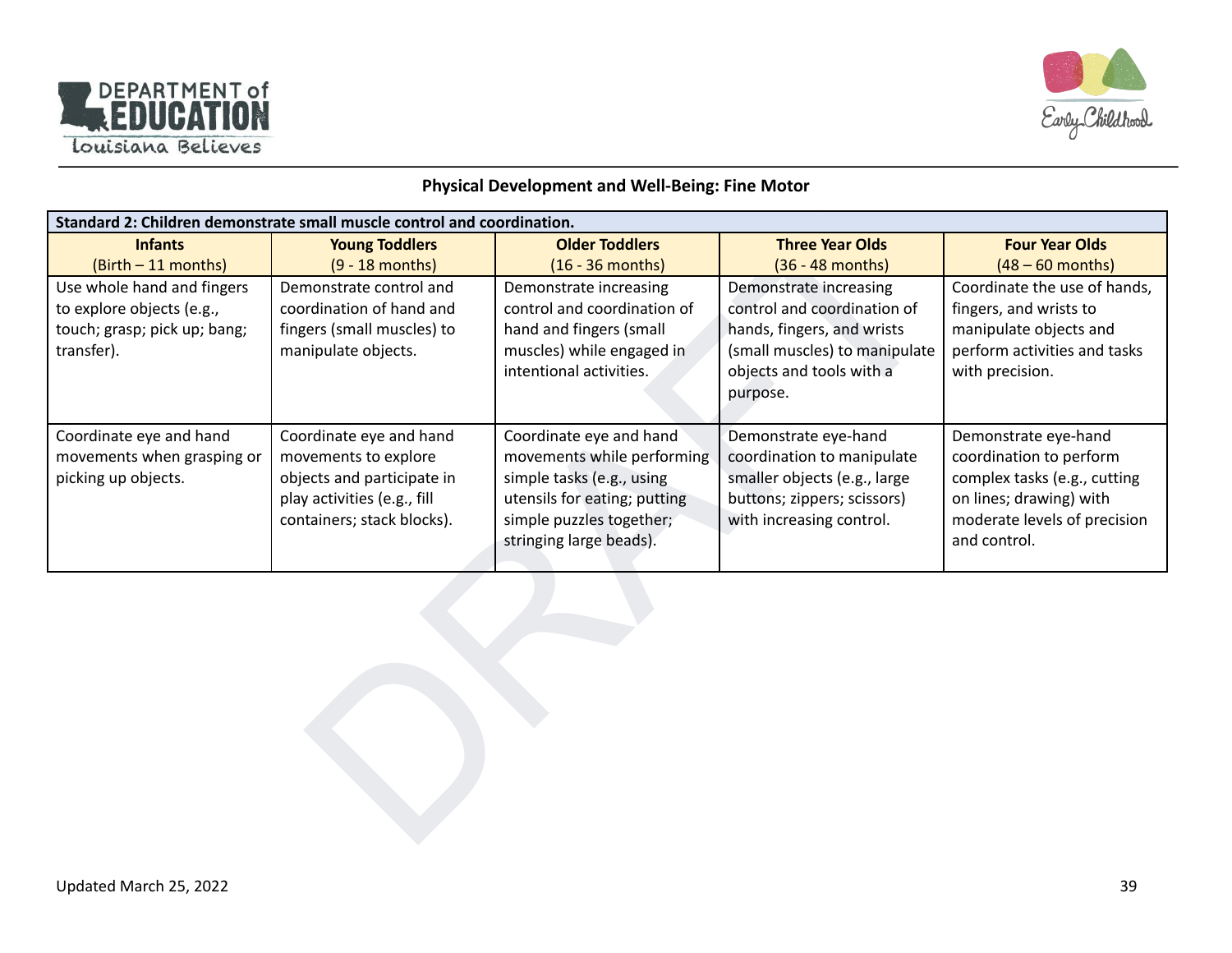## Physical Development and Well-Being: Fine Motor

| Standard 2: Children demonstrate small muscle control and coordination. | | | | |
|---|---|---|---|---|
| **Infants** (Birth – 11 months) | **Young Toddlers** (9 - 18 months) | **Older Toddlers** (16 - 36 months) | **Three Year Olds** (36 - 48 months) | **Four Year Olds** (48 – 60 months) |
| Use whole hand and fingers to explore objects (e.g., touch; grasp; pick up; bang; transfer). | Demonstrate control and coordination of hand and fingers (small muscles) to manipulate objects. | Demonstrate increasing control and coordination of hand and fingers (small muscles) while engaged in intentional activities. | Demonstrate increasing control and coordination of hands, fingers, and wrists (small muscles) to manipulate objects and tools with a purpose. | Coordinate the use of hands, fingers, and wrists to manipulate objects and perform activities and tasks with precision. |
| Coordinate eye and hand movements when grasping or picking up objects. | Coordinate eye and hand movements to explore objects and participate in play activities (e.g., fill containers; stack blocks). | Coordinate eye and hand movements while performing simple tasks (e.g., using utensils for eating; putting simple puzzles together; stringing large beads). | Demonstrate eye-hand coordination to manipulate smaller objects (e.g., large buttons; zippers; scissors) with increasing control. | Demonstrate eye-hand coordination to perform complex tasks (e.g., cutting on lines; drawing) with moderate levels of precision and control. |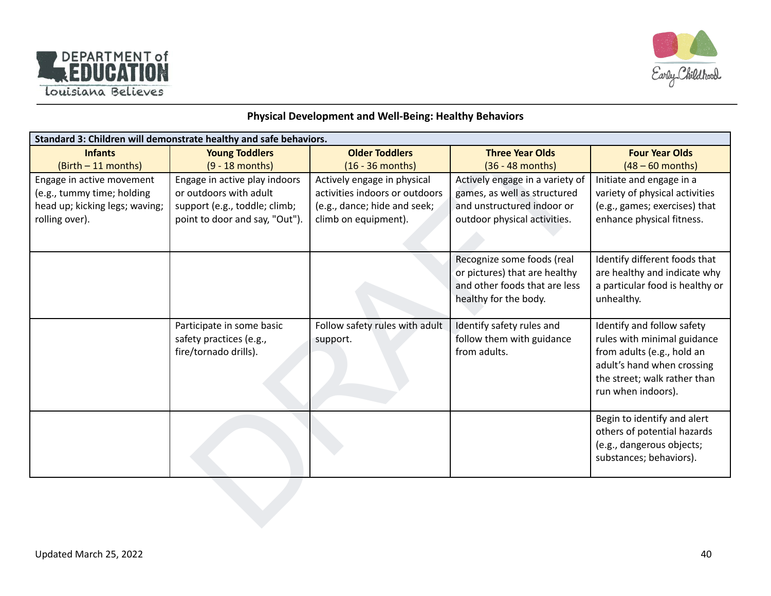## Physical Development and Well-Being: Healthy Behaviors

| Standard 3: Children will demonstrate healthy and safe behaviors. | | | | |
|---|---|---|---|---|
| **Infants** (Birth – 11 months) | **Young Toddlers** (9 - 18 months) | **Older Toddlers** (16 - 36 months) | **Three Year Olds** (36 - 48 months) | **Four Year Olds** (48 – 60 months) |
| Engage in active movement (e.g., tummy time; holding head up; kicking legs; waving; rolling over). | Engage in active play indoors or outdoors with adult support (e.g., toddle; climb; point to door and say, "Out"). | Actively engage in physical activities indoors or outdoors (e.g., dance; hide and seek; climb on equipment). | Actively engage in a variety of games, as well as structured and unstructured indoor or outdoor physical activities. | Initiate and engage in a variety of physical activities (e.g., games; exercises) that enhance physical fitness. |
| | | | Recognize some foods (real or pictures) that are healthy and other foods that are less healthy for the body. | Identify different foods that are healthy and indicate why a particular food is healthy or unhealthy. |
| | Participate in some basic safety practices (e.g., fire/tornado drills). | Follow safety rules with adult support. | Identify safety rules and follow them with guidance from adults. | Identify and follow safety rules with minimal guidance from adults (e.g., hold an adult's hand when crossing the street; walk rather than run when indoors). |
| | | | | Begin to identify and alert others of potential hazards (e.g., dangerous objects; substances; behaviors). |

Updated March 25, 2022